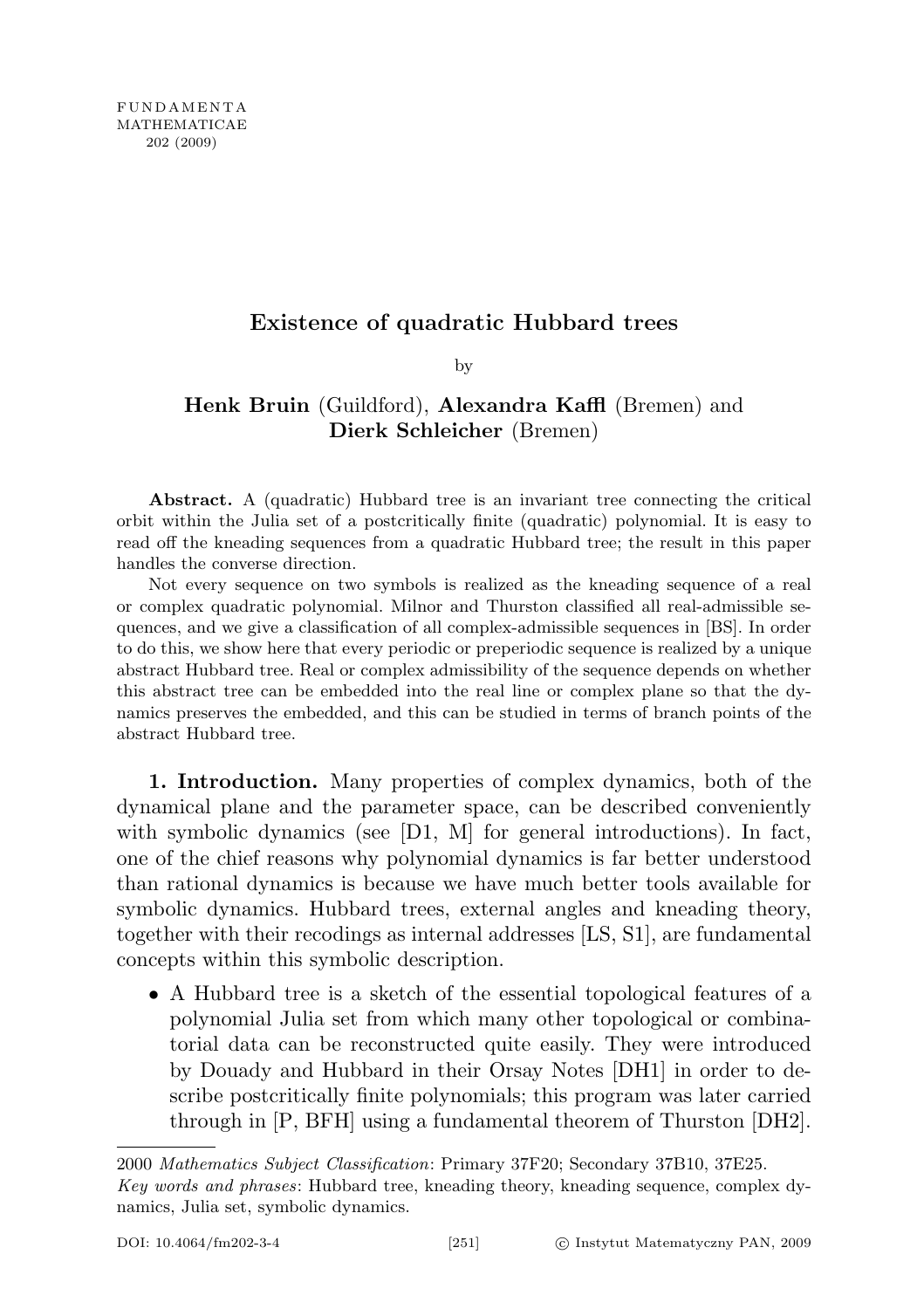# Existence of quadratic Hubbard trees

by

**Henk Bruin** (Guildford), **Alexandra Kaffl** (Bremen) and **Dierk Schleicher** (Bremen)

**Abstract.** A (quadratic) Hubbard tree is an invariant tree connecting the critical orbit within the Julia set of a postcritically finite (quadratic) polynomial. It is easy to read off the kneading sequences from a quadratic Hubbard tree; the result in this paper handles the converse direction.

Not every sequence on two symbols is realized as the kneading sequence of a real or complex quadratic polynomial. Milnor and Thurston classified all real-admissible sequences, and we give a classification of all complex-admissible sequences in [BS]. In order to do this, we show here that every periodic or preperiodic sequence is realized by a unique abstract Hubbard tree. Real or complex admissibility of the sequence depends on whether this abstract tree can be embedded into the real line or complex plane so that the dynamics preserves the embedded, and this can be studied in terms of branch points of the abstract Hubbard tree.

**1. Introduction.** Many properties of complex dynamics, both of the dynamical plane and the parameter space, can be described conveniently with symbolic dynamics (see [D1, M] for general introductions). In fact, one of the chief reasons why polynomial dynamics is far better understood than rational dynamics is because we have much better tools available for symbolic dynamics. Hubbard trees, external angles and kneading theory, together with their recodings as internal addresses [LS, S1], are fundamental concepts within this symbolic description.

- A Hubbard tree is a sketch of the essential topological features of a polynomial Julia set from which many other topological or combinatorial data can be reconstructed quite easily. They were introduced by Douady and Hubbard in their Orsay Notes [DH1] in order to describe postcritically finite polynomials; this program was later carried through in [P, BFH] using a fundamental theorem of Thurston [DH2].

---

2000 *Mathematics Subject Classification*: Primary 37F20; Secondary 37B10, 37E25.

*Key words and phrases*: Hubbard tree, kneading theory, kneading sequence, complex dynamics, Julia set, symbolic dynamics.

DOI: 10.4064/fm202-3-4 © Instytut Matematyczny PAN, 2009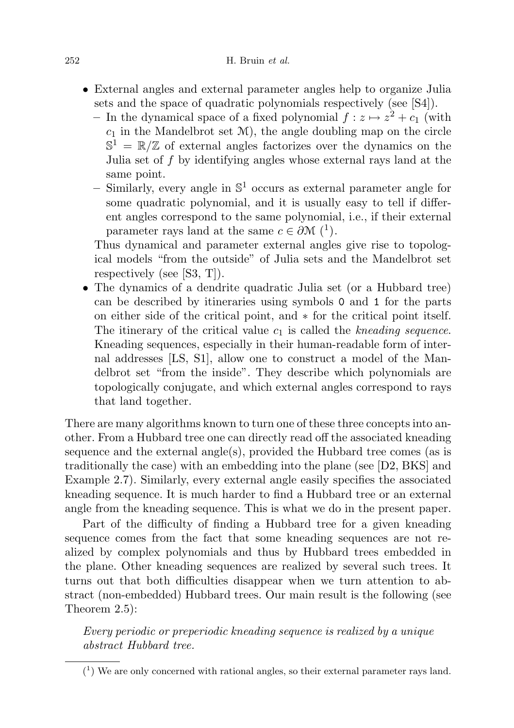- External angles and external parameter angles help to organize Julia sets and the space of quadratic polynomials respectively (see [S4]).
  - In the dynamical space of a fixed polynomial $f : z \mapsto z^2 + c_1$ (with $c_1$ in the Mandelbrot set $\mathcal{M}$), the angle doubling map on the circle $\mathbb{S}^1 = \mathbb{R}/\mathbb{Z}$ of external angles factorizes over the dynamics on the Julia set of $f$ by identifying angles whose external rays land at the same point.
  - Similarly, every angle in $\mathbb{S}^1$ occurs as external parameter angle for some quadratic polynomial, and it is usually easy to tell if different angles correspond to the same polynomial, i.e., if their external parameter rays land at the same $c \in \partial\mathcal{M}$ (1).

  Thus dynamical and parameter external angles give rise to topological models "from the outside" of Julia sets and the Mandelbrot set respectively (see [S3, T]).
- The dynamics of a dendrite quadratic Julia set (or a Hubbard tree) can be described by itineraries using symbols `0` and `1` for the parts on either side of the critical point, and $*$ for the critical point itself. The itinerary of the critical value $c_1$ is called the *kneading sequence*. Kneading sequences, especially in their human-readable form of internal addresses [LS, S1], allow one to construct a model of the Mandelbrot set "from the inside". They describe which polynomials are topologically conjugate, and which external angles correspond to rays that land together.

There are many algorithms known to turn one of these three concepts into another. From a Hubbard tree one can directly read off the associated kneading sequence and the external angle(s), provided the Hubbard tree comes (as is traditionally the case) with an embedding into the plane (see [D2, BKS] and Example 2.7). Similarly, every external angle easily specifies the associated kneading sequence. It is much harder to find a Hubbard tree or an external angle from the kneading sequence. This is what we do in the present paper.

Part of the difficulty of finding a Hubbard tree for a given kneading sequence comes from the fact that some kneading sequences are not realized by complex polynomials and thus by Hubbard trees embedded in the plane. Other kneading sequences are realized by several such trees. It turns out that both difficulties disappear when we turn attention to abstract (non-embedded) Hubbard trees. Our main result is the following (see Theorem 2.5):

*Every periodic or preperiodic kneading sequence is realized by a unique abstract Hubbard tree.*

---

(1) We are only concerned with rational angles, so their external parameter rays land.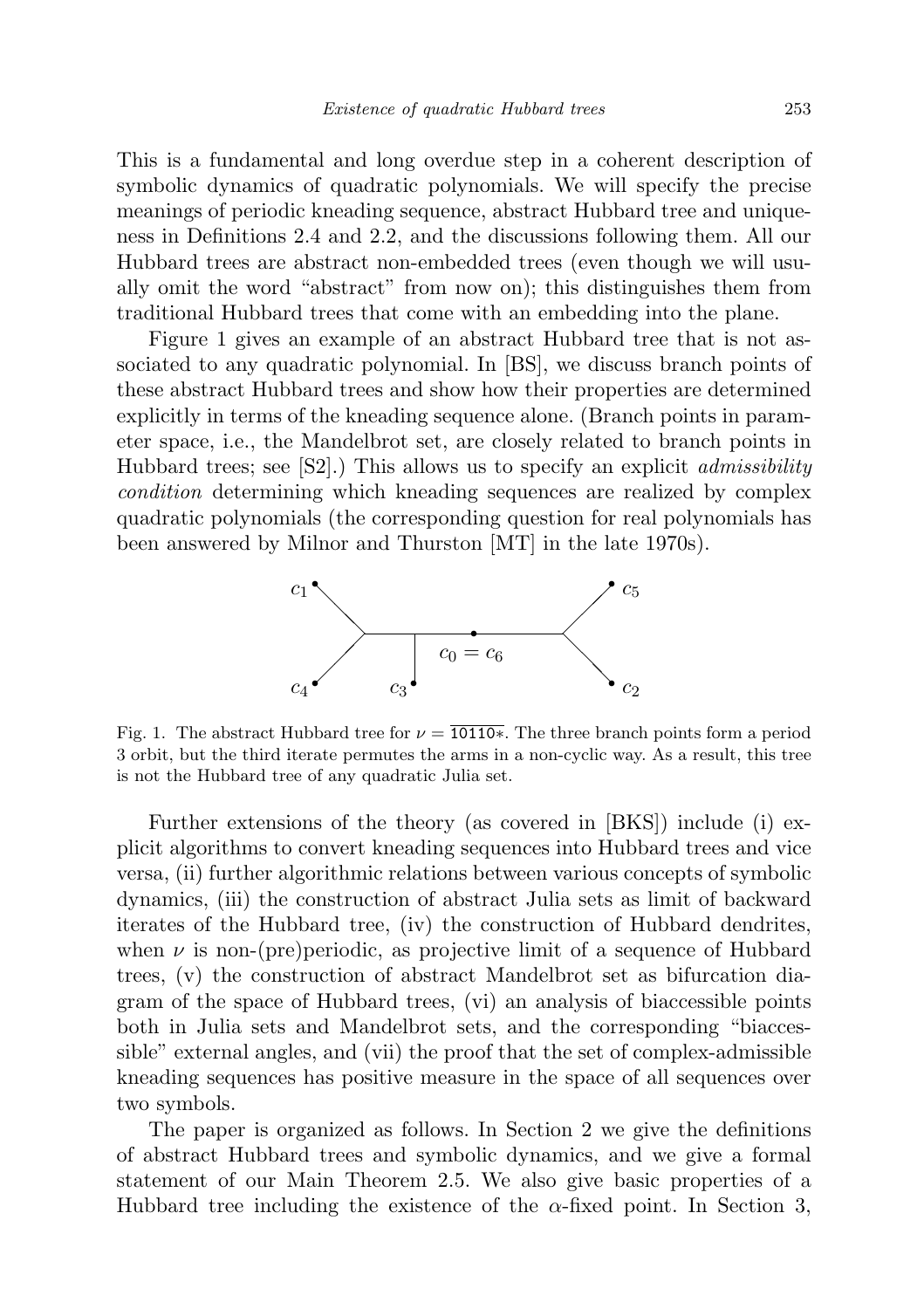This is a fundamental and long overdue step in a coherent description of symbolic dynamics of quadratic polynomials. We will specify the precise meanings of periodic kneading sequence, abstract Hubbard tree and uniqueness in Definitions 2.4 and 2.2, and the discussions following them. All our Hubbard trees are abstract non-embedded trees (even though we will usually omit the word "abstract" from now on); this distinguishes them from traditional Hubbard trees that come with an embedding into the plane.

Figure 1 gives an example of an abstract Hubbard tree that is not associated to any quadratic polynomial. In [BS], we discuss branch points of these abstract Hubbard trees and show how their properties are determined explicitly in terms of the kneading sequence alone. (Branch points in parameter space, i.e., the Mandelbrot set, are closely related to branch points in Hubbard trees; see [S2].) This allows us to specify an explicit *admissibility condition* determining which kneading sequences are realized by complex quadratic polynomials (the corresponding question for real polynomials has been answered by Milnor and Thurston [MT] in the late 1970s).

Fig. 1. The abstract Hubbard tree for $\nu = \overline{10110*}$. The three branch points form a period 3 orbit, but the third iterate permutes the arms in a non-cyclic way. As a result, this tree is not the Hubbard tree of any quadratic Julia set.

Further extensions of the theory (as covered in [BKS]) include (i) explicit algorithms to convert kneading sequences into Hubbard trees and vice versa, (ii) further algorithmic relations between various concepts of symbolic dynamics, (iii) the construction of abstract Julia sets as limit of backward iterates of the Hubbard tree, (iv) the construction of Hubbard dendrites, when $\nu$ is non-(pre)periodic, as projective limit of a sequence of Hubbard trees, (v) the construction of abstract Mandelbrot set as bifurcation diagram of the space of Hubbard trees, (vi) an analysis of biaccessible points both in Julia sets and Mandelbrot sets, and the corresponding "biaccessible" external angles, and (vii) the proof that the set of complex-admissible kneading sequences has positive measure in the space of all sequences over two symbols.

The paper is organized as follows. In Section 2 we give the definitions of abstract Hubbard trees and symbolic dynamics, and we give a formal statement of our Main Theorem 2.5. We also give basic properties of a Hubbard tree including the existence of the $\alpha$-fixed point. In Section 3,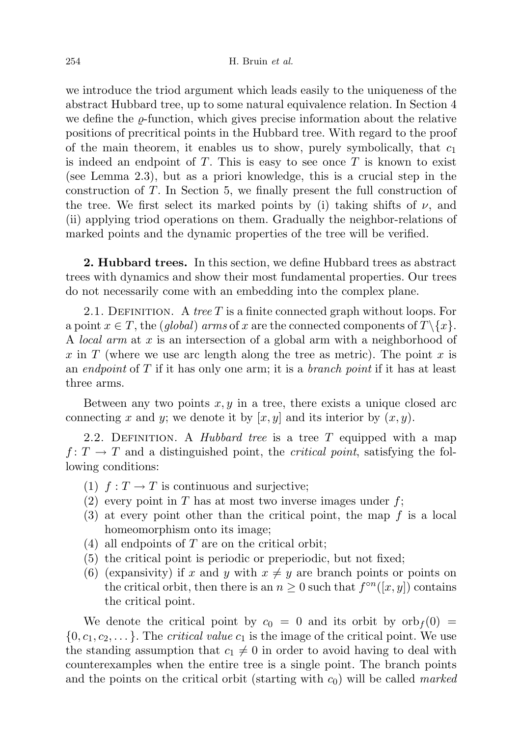we introduce the triod argument which leads easily to the uniqueness of the abstract Hubbard tree, up to some natural equivalence relation. In Section 4 we define the $\varrho$-function, which gives precise information about the relative positions of precritical points in the Hubbard tree. With regard to the proof of the main theorem, it enables us to show, purely symbolically, that $c_1$ is indeed an endpoint of $T$. This is easy to see once $T$ is known to exist (see Lemma 2.3), but as a priori knowledge, this is a crucial step in the construction of $T$. In Section 5, we finally present the full construction of the tree. We first select its marked points by (i) taking shifts of $\nu$, and (ii) applying triod operations on them. Gradually the neighbor-relations of marked points and the dynamic properties of the tree will be verified.

**2. Hubbard trees.** In this section, we define Hubbard trees as abstract trees with dynamics and show their most fundamental properties. Our trees do not necessarily come with an embedding into the complex plane.

2.1. Definition. A *tree* $T$ is a finite connected graph without loops. For a point $x \in T$, the (*global*) *arms* of $x$ are the connected components of $T\setminus\{x\}$. A *local arm* at $x$ is an intersection of a global arm with a neighborhood of $x$ in $T$ (where we use arc length along the tree as metric). The point $x$ is an *endpoint* of $T$ if it has only one arm; it is a *branch point* if it has at least three arms.

Between any two points $x, y$ in a tree, there exists a unique closed arc connecting $x$ and $y$; we denote it by $[x, y]$ and its interior by $(x, y)$.

2.2. Definition. A *Hubbard tree* is a tree $T$ equipped with a map $f \colon T \to T$ and a distinguished point, the *critical point*, satisfying the following conditions:

1. $f : T \to T$ is continuous and surjective;
2. every point in $T$ has at most two inverse images under $f$;
3. at every point other than the critical point, the map $f$ is a local homeomorphism onto its image;
4. all endpoints of $T$ are on the critical orbit;
5. the critical point is periodic or preperiodic, but not fixed;
6. (expansivity) if $x$ and $y$ with $x \neq y$ are branch points or points on the critical orbit, then there is an $n \geq 0$ such that $f^{\circ n}([x, y])$ contains the critical point.

We denote the critical point by $c_0 = 0$ and its orbit by $\text{orb}_f(0) = \{0, c_1, c_2, \dots\}$. The *critical value* $c_1$ is the image of the critical point. We use the standing assumption that $c_1 \neq 0$ in order to avoid having to deal with counterexamples when the entire tree is a single point. The branch points and the points on the critical orbit (starting with $c_0$) will be called *marked*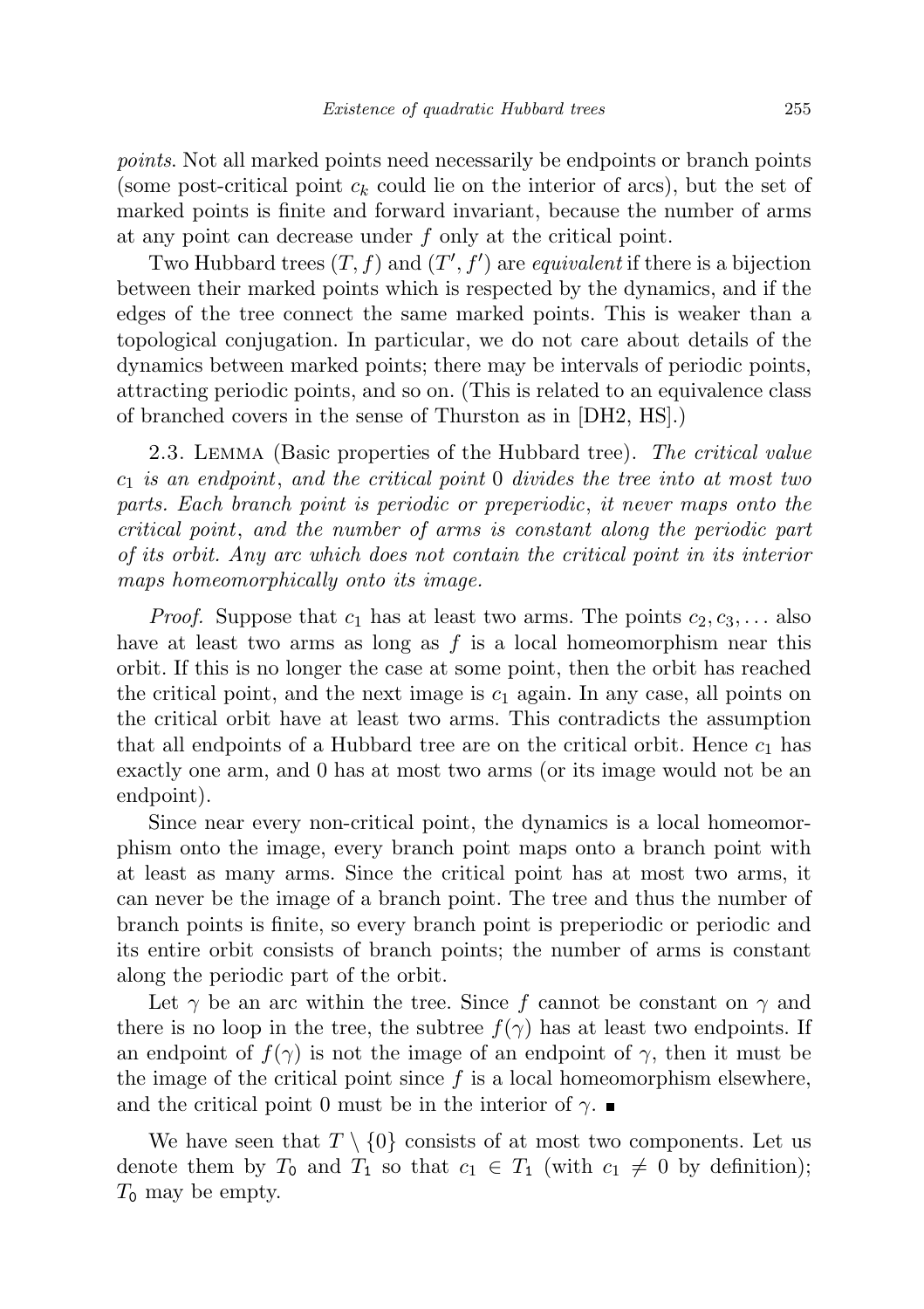*points*. Not all marked points need necessarily be endpoints or branch points (some post-critical point $c_k$ could lie on the interior of arcs), but the set of marked points is finite and forward invariant, because the number of arms at any point can decrease under $f$ only at the critical point.

Two Hubbard trees $(T, f)$ and $(T', f')$ are *equivalent* if there is a bijection between their marked points which is respected by the dynamics, and if the edges of the tree connect the same marked points. This is weaker than a topological conjugation. In particular, we do not care about details of the dynamics between marked points; there may be intervals of periodic points, attracting periodic points, and so on. (This is related to an equivalence class of branched covers in the sense of Thurston as in [DH2, HS].)

2.3. Lemma (Basic properties of the Hubbard tree). *The critical value $c_1$ is an endpoint, and the critical point $0$ divides the tree into at most two parts. Each branch point is periodic or preperiodic, it never maps onto the critical point, and the number of arms is constant along the periodic part of its orbit. Any arc which does not contain the critical point in its interior maps homeomorphically onto its image.*

*Proof.* Suppose that $c_1$ has at least two arms. The points $c_2, c_3, \ldots$ also have at least two arms as long as $f$ is a local homeomorphism near this orbit. If this is no longer the case at some point, then the orbit has reached the critical point, and the next image is $c_1$ again. In any case, all points on the critical orbit have at least two arms. This contradicts the assumption that all endpoints of a Hubbard tree are on the critical orbit. Hence $c_1$ has exactly one arm, and $0$ has at most two arms (or its image would not be an endpoint).

Since near every non-critical point, the dynamics is a local homeomorphism onto the image, every branch point maps onto a branch point with at least as many arms. Since the critical point has at most two arms, it can never be the image of a branch point. The tree and thus the number of branch points is finite, so every branch point is preperiodic or periodic and its entire orbit consists of branch points; the number of arms is constant along the periodic part of the orbit.

Let $\gamma$ be an arc within the tree. Since $f$ cannot be constant on $\gamma$ and there is no loop in the tree, the subtree $f(\gamma)$ has at least two endpoints. If an endpoint of $f(\gamma)$ is not the image of an endpoint of $\gamma$, then it must be the image of the critical point since $f$ is a local homeomorphism elsewhere, and the critical point $0$ must be in the interior of $\gamma$. ∎

We have seen that $T \setminus \{0\}$ consists of at most two components. Let us denote them by $T_{\mathsf{0}}$ and $T_{\mathsf{1}}$ so that $c_1 \in T_{\mathsf{1}}$ (with $c_1 \neq 0$ by definition); $T_{\mathsf{0}}$ may be empty.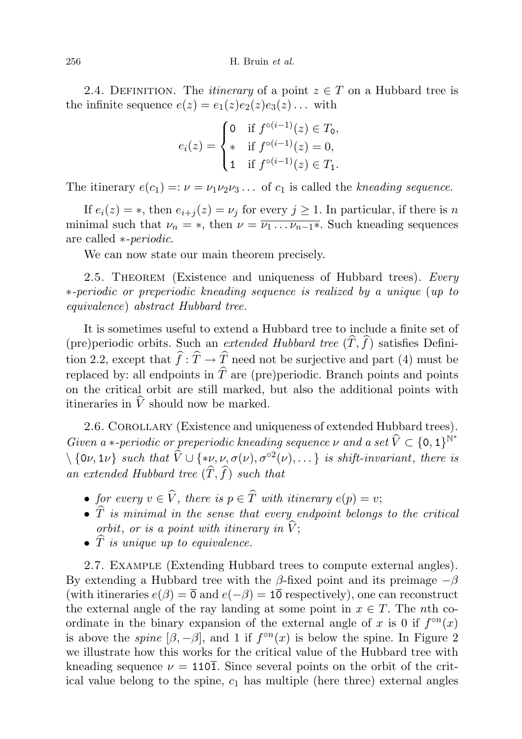2.4. Definition. The *itinerary* of a point $z \in T$ on a Hubbard tree is the infinite sequence $e(z) = e_1(z)e_2(z)e_3(z)\dots$ with

$$e_i(z) = \begin{cases} \mathtt{0} & \text{if } f^{\circ(i-1)}(z) \in T_{\mathtt{0}}, \\ * & \text{if } f^{\circ(i-1)}(z) = 0, \\ \mathtt{1} & \text{if } f^{\circ(i-1)}(z) \in T_{\mathtt{1}}. \end{cases}$$

The itinerary $e(c_1) =: \nu = \nu_1\nu_2\nu_3\dots$ of $c_1$ is called the *kneading sequence*.

If $e_i(z) = *$, then $e_{i+j}(z) = \nu_j$ for every $j \geq 1$. In particular, if there is $n$ minimal such that $\nu_n = *$, then $\nu = \overline{\nu_1 \dots \nu_{n-1}*}$. Such kneading sequences are called *$*$-periodic*.

We can now state our main theorem precisely.

2.5. Theorem (Existence and uniqueness of Hubbard trees). *Every $*$-periodic or preperiodic kneading sequence is realized by a unique* (*up to equivalence*) *abstract Hubbard tree.*

It is sometimes useful to extend a Hubbard tree to include a finite set of (pre)periodic orbits. Such an *extended Hubbard tree* $(\widehat{T}, \widehat{f})$ satisfies Definition 2.2, except that $\widehat{f} : \widehat{T} \to \widehat{T}$ need not be surjective and part (4) must be replaced by: all endpoints in $\widehat{T}$ are (pre)periodic. Branch points and points on the critical orbit are still marked, but also the additional points with itineraries in $\widehat{V}$ should now be marked.

2.6. Corollary (Existence and uniqueness of extended Hubbard trees). *Given a $*$-periodic or preperiodic kneading sequence $\nu$ and a set $\widehat{V} \subset \{\mathtt{0}, \mathtt{1}\}^{\mathbb{N}^*} \setminus \{\mathtt{0}\nu, \mathtt{1}\nu\}$ such that $\widehat{V} \cup \{*\nu, \nu, \sigma(\nu), \sigma^{\circ 2}(\nu), \dots\}$ is shift-invariant, there is an extended Hubbard tree $(\widehat{T}, \widehat{f})$ such that*

- *for every $v \in \widehat{V}$, there is $p \in \widehat{T}$ with itinerary $e(p) = v$;*
- *$\widehat{T}$ is minimal in the sense that every endpoint belongs to the critical orbit, or is a point with itinerary in $\widehat{V}$;*
- *$\widehat{T}$ is unique up to equivalence.*

2.7. Example (Extending Hubbard trees to compute external angles). By extending a Hubbard tree with the $\beta$-fixed point and its preimage $-\beta$ (with itineraries $e(\beta) = \overline{\mathtt{0}}$ and $e(-\beta) = \mathtt{1}\overline{\mathtt{0}}$ respectively), one can reconstruct the external angle of the ray landing at some point in $x \in T$. The $n$th coordinate in the binary expansion of the external angle of $x$ is 0 if $f^{\circ n}(x)$ is above the *spine* $[\beta, -\beta]$, and 1 if $f^{\circ n}(x)$ is below the spine. In Figure 2 we illustrate how this works for the critical value of the Hubbard tree with kneading sequence $\nu = \mathtt{110}\overline{\mathtt{1}}$. Since several points on the orbit of the critical value belong to the spine, $c_1$ has multiple (here three) external angles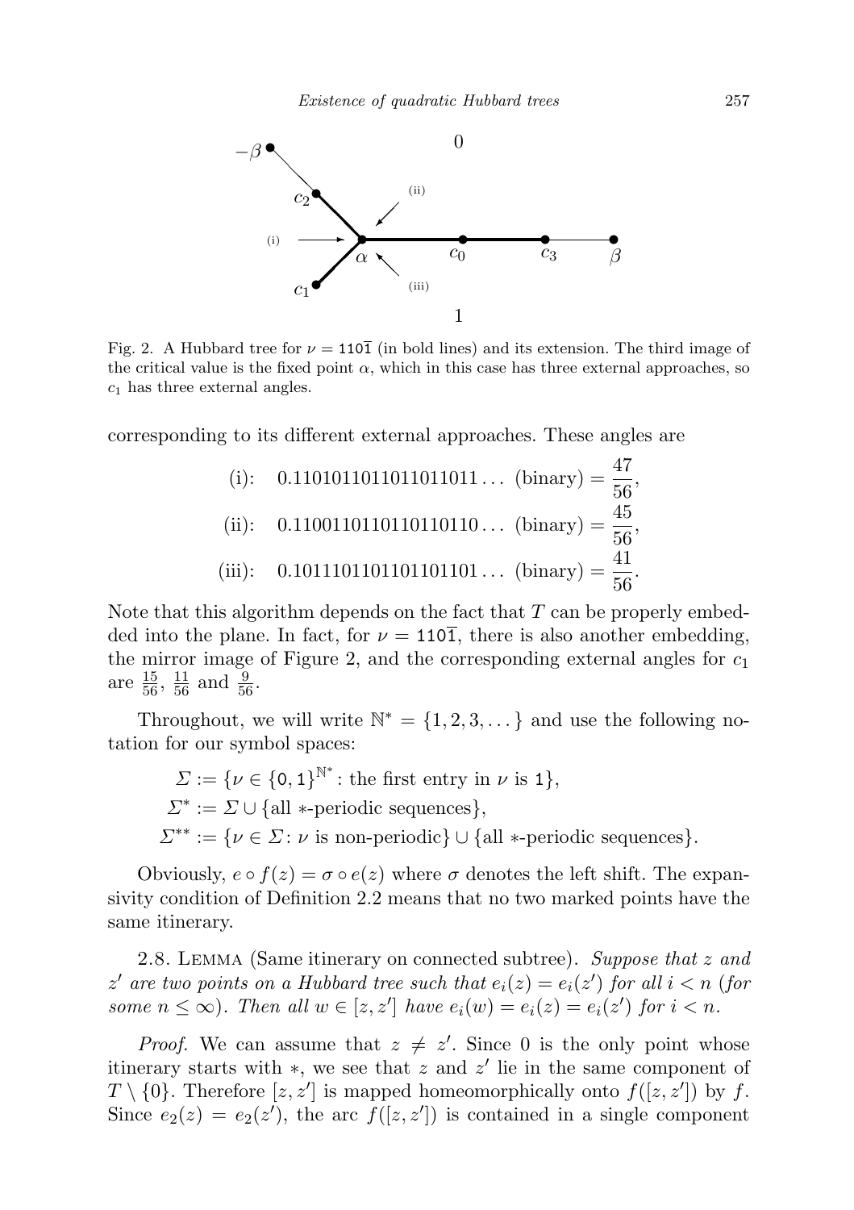Fig. 2. A Hubbard tree for $\nu = \mathtt{110}\overline{\mathtt{1}}$ (in bold lines) and its extension. The third image of the critical value is the fixed point $\alpha$, which in this case has three external approaches, so $c_1$ has three external angles.

corresponding to its different external approaches. These angles are

$$
\begin{aligned}
\text{(i):} \quad & 0.1101011011011011011\ldots \text{ (binary)} = \frac{47}{56}, \\
\text{(ii):} \quad & 0.1100110110110110110\ldots \text{ (binary)} = \frac{45}{56}, \\
\text{(iii):} \quad & 0.1011101101101101101\ldots \text{ (binary)} = \frac{41}{56}.
\end{aligned}
$$

Note that this algorithm depends on the fact that $T$ can be properly embedded into the plane. In fact, for $\nu = \mathtt{110}\overline{\mathtt{1}}$, there is also another embedding, the mirror image of Figure 2, and the corresponding external angles for $c_1$ are $\frac{15}{56}$, $\frac{11}{56}$ and $\frac{9}{56}$.

Throughout, we will write $\mathbb{N}^* = \{1, 2, 3, \ldots\}$ and use the following notation for our symbol spaces:

$$
\begin{aligned}
\Sigma &:= \{\nu \in \{\mathtt{0}, \mathtt{1}\}^{\mathbb{N}^*} : \text{the first entry in } \nu \text{ is } \mathtt{1}\}, \\
\Sigma^* &:= \Sigma \cup \{\text{all } *\text{-periodic sequences}\}, \\
\Sigma^{**} &:= \{\nu \in \Sigma : \nu \text{ is non-periodic}\} \cup \{\text{all } *\text{-periodic sequences}\}.
\end{aligned}
$$

Obviously, $e \circ f(z) = \sigma \circ e(z)$ where $\sigma$ denotes the left shift. The expansivity condition of Definition 2.2 means that no two marked points have the same itinerary.

2.8. Lemma (Same itinerary on connected subtree). *Suppose that $z$ and $z'$ are two points on a Hubbard tree such that $e_i(z) = e_i(z')$ for all $i < n$ (for some $n \leq \infty$). Then all $w \in [z, z']$ have $e_i(w) = e_i(z) = e_i(z')$ for $i < n$.*

*Proof.* We can assume that $z \neq z'$. Since 0 is the only point whose itinerary starts with $*$, we see that $z$ and $z'$ lie in the same component of $T \setminus \{0\}$. Therefore $[z, z']$ is mapped homeomorphically onto $f([z, z'])$ by $f$. Since $e_2(z) = e_2(z')$, the arc $f([z, z'])$ is contained in a single component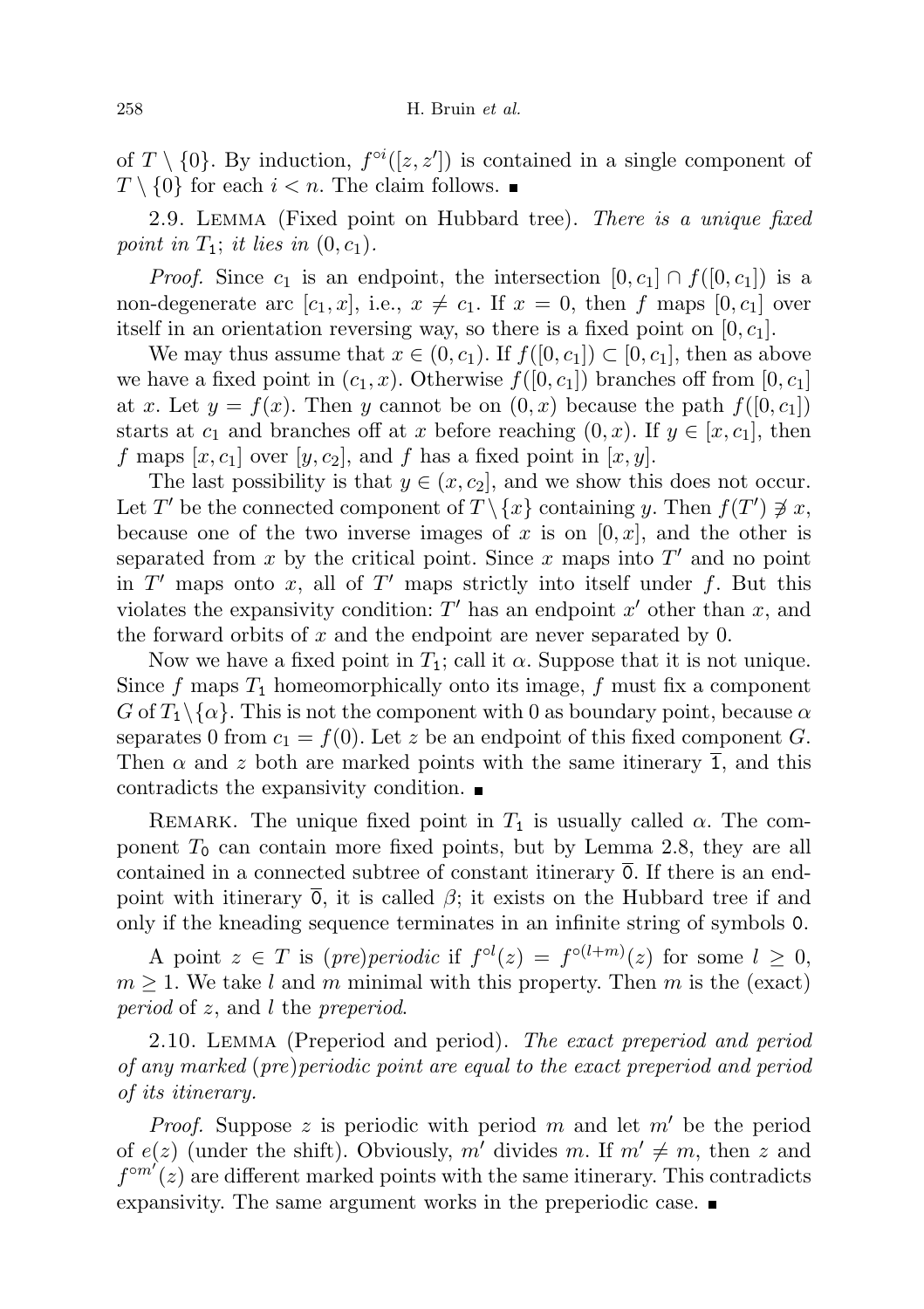of $T \setminus \{0\}$. By induction, $f^{\circ i}([z, z'])$ is contained in a single component of $T \setminus \{0\}$ for each $i < n$. The claim follows. ∎

2.9. Lemma (Fixed point on Hubbard tree). *There is a unique fixed point in $T_1$; it lies in $(0, c_1)$.*

*Proof.* Since $c_1$ is an endpoint, the intersection $[0, c_1] \cap f([0, c_1])$ is a non-degenerate arc $[c_1, x]$, i.e., $x \neq c_1$. If $x = 0$, then $f$ maps $[0, c_1]$ over itself in an orientation reversing way, so there is a fixed point on $[0, c_1]$.

We may thus assume that $x \in (0, c_1)$. If $f([0, c_1]) \subset [0, c_1]$, then as above we have a fixed point in $(c_1, x)$. Otherwise $f([0, c_1])$ branches off from $[0, c_1]$ at $x$. Let $y = f(x)$. Then $y$ cannot be on $(0, x)$ because the path $f([0, c_1])$ starts at $c_1$ and branches off at $x$ before reaching $(0, x)$. If $y \in [x, c_1]$, then $f$ maps $[x, c_1]$ over $[y, c_2]$, and $f$ has a fixed point in $[x, y]$.

The last possibility is that $y \in (x, c_2]$, and we show this does not occur. Let $T'$ be the connected component of $T \setminus \{x\}$ containing $y$. Then $f(T') \not\ni x$, because one of the two inverse images of $x$ is on $[0, x]$, and the other is separated from $x$ by the critical point. Since $x$ maps into $T'$ and no point in $T'$ maps onto $x$, all of $T'$ maps strictly into itself under $f$. But this violates the expansivity condition: $T'$ has an endpoint $x'$ other than $x$, and the forward orbits of $x$ and the endpoint are never separated by 0.

Now we have a fixed point in $T_1$; call it $\alpha$. Suppose that it is not unique. Since $f$ maps $T_1$ homeomorphically onto its image, $f$ must fix a component $G$ of $T_1 \setminus \{\alpha\}$. This is not the component with 0 as boundary point, because $\alpha$ separates 0 from $c_1 = f(0)$. Let $z$ be an endpoint of this fixed component $G$. Then $\alpha$ and $z$ both are marked points with the same itinerary $\overline{\mathtt{1}}$, and this contradicts the expansivity condition. ∎

Remark. The unique fixed point in $T_1$ is usually called $\alpha$. The component $T_0$ can contain more fixed points, but by Lemma 2.8, they are all contained in a connected subtree of constant itinerary $\overline{\mathtt{0}}$. If there is an endpoint with itinerary $\overline{\mathtt{0}}$, it is called $\beta$; it exists on the Hubbard tree if and only if the kneading sequence terminates in an infinite string of symbols $\mathtt{0}$.

A point $z \in T$ is *(pre)periodic* if $f^{\circ l}(z) = f^{\circ(l+m)}(z)$ for some $l \geq 0$, $m \geq 1$. We take $l$ and $m$ minimal with this property. Then $m$ is the (exact) *period* of $z$, and $l$ the *preperiod*.

2.10. Lemma (Preperiod and period). *The exact preperiod and period of any marked (pre)periodic point are equal to the exact preperiod and period of its itinerary.*

*Proof.* Suppose $z$ is periodic with period $m$ and let $m'$ be the period of $e(z)$ (under the shift). Obviously, $m'$ divides $m$. If $m' \neq m$, then $z$ and $f^{\circ m'}(z)$ are different marked points with the same itinerary. This contradicts expansivity. The same argument works in the preperiodic case. ∎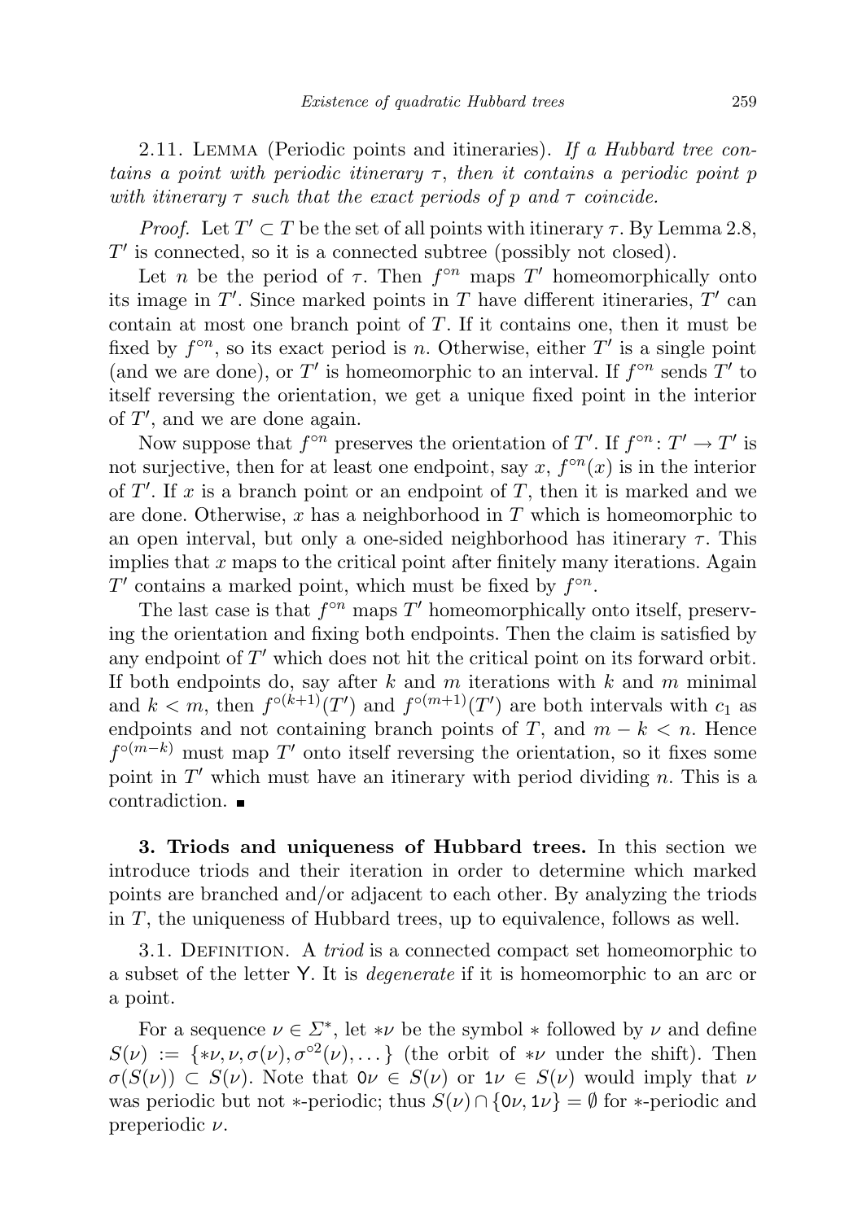2.11. Lemma (Periodic points and itineraries). *If a Hubbard tree contains a point with periodic itinerary $\tau$, then it contains a periodic point $p$ with itinerary $\tau$ such that the exact periods of $p$ and $\tau$ coincide.*

*Proof.* Let $T' \subset T$ be the set of all points with itinerary $\tau$. By Lemma 2.8, $T'$ is connected, so it is a connected subtree (possibly not closed).

Let $n$ be the period of $\tau$. Then $f^{\circ n}$ maps $T'$ homeomorphically onto its image in $T'$. Since marked points in $T$ have different itineraries, $T'$ can contain at most one branch point of $T$. If it contains one, then it must be fixed by $f^{\circ n}$, so its exact period is $n$. Otherwise, either $T'$ is a single point (and we are done), or $T'$ is homeomorphic to an interval. If $f^{\circ n}$ sends $T'$ to itself reversing the orientation, we get a unique fixed point in the interior of $T'$, and we are done again.

Now suppose that $f^{\circ n}$ preserves the orientation of $T'$. If $f^{\circ n}: T' \to T'$ is not surjective, then for at least one endpoint, say $x$, $f^{\circ n}(x)$ is in the interior of $T'$. If $x$ is a branch point or an endpoint of $T$, then it is marked and we are done. Otherwise, $x$ has a neighborhood in $T$ which is homeomorphic to an open interval, but only a one-sided neighborhood has itinerary $\tau$. This implies that $x$ maps to the critical point after finitely many iterations. Again $T'$ contains a marked point, which must be fixed by $f^{\circ n}$.

The last case is that $f^{\circ n}$ maps $T'$ homeomorphically onto itself, preserving the orientation and fixing both endpoints. Then the claim is satisfied by any endpoint of $T'$ which does not hit the critical point on its forward orbit. If both endpoints do, say after $k$ and $m$ iterations with $k$ and $m$ minimal and $k < m$, then $f^{\circ(k+1)}(T')$ and $f^{\circ(m+1)}(T')$ are both intervals with $c_1$ as endpoints and not containing branch points of $T$, and $m - k < n$. Hence $f^{\circ(m-k)}$ must map $T'$ onto itself reversing the orientation, so it fixes some point in $T'$ which must have an itinerary with period dividing $n$. This is a contradiction. ∎

**3. Triods and uniqueness of Hubbard trees.** In this section we introduce triods and their iteration in order to determine which marked points are branched and/or adjacent to each other. By analyzing the triods in $T$, the uniqueness of Hubbard trees, up to equivalence, follows as well.

3.1. Definition. A *triod* is a connected compact set homeomorphic to a subset of the letter Y. It is *degenerate* if it is homeomorphic to an arc or a point.

For a sequence $\nu \in \Sigma^*$, let $*\nu$ be the symbol $*$ followed by $\nu$ and define $S(\nu) := \{*\nu, \nu, \sigma(\nu), \sigma^{\circ 2}(\nu), \dots\}$ (the orbit of $*\nu$ under the shift). Then $\sigma(S(\nu)) \subset S(\nu)$. Note that $\mathtt{0}\nu \in S(\nu)$ or $\mathtt{1}\nu \in S(\nu)$ would imply that $\nu$ was periodic but not $*$-periodic; thus $S(\nu) \cap \{\mathtt{0}\nu, \mathtt{1}\nu\} = \emptyset$ for $*$-periodic and preperiodic $\nu$.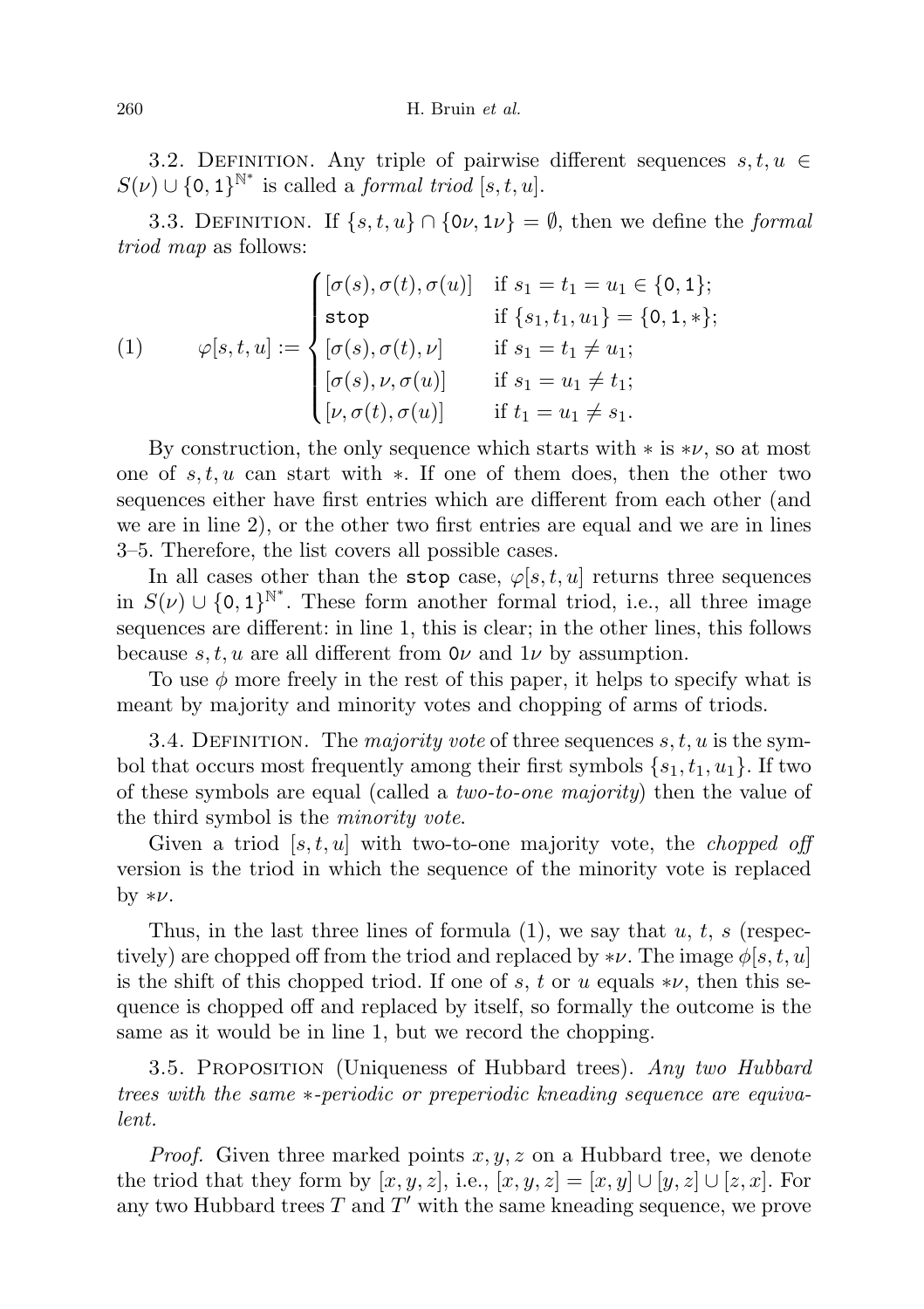3.2. Definition. Any triple of pairwise different sequences $s, t, u \in S(\nu) \cup \{\mathtt{0}, \mathtt{1}\}^{\mathbb{N}^*}$ is called a *formal triod* $[s, t, u]$.

3.3. Definition. If $\{s, t, u\} \cap \{\mathtt{0}\nu, \mathtt{1}\nu\} = \emptyset$, then we define the *formal triod map* as follows:

$$
(1) \qquad \varphi[s,t,u] := \begin{cases} [\sigma(s), \sigma(t), \sigma(u)] & \text{if } s_1 = t_1 = u_1 \in \{\mathtt{0}, \mathtt{1}\}; \\ \mathtt{stop} & \text{if } \{s_1, t_1, u_1\} = \{\mathtt{0}, \mathtt{1}, *\}; \\ [\sigma(s), \sigma(t), \nu] & \text{if } s_1 = t_1 \neq u_1; \\ [\sigma(s), \nu, \sigma(u)] & \text{if } s_1 = u_1 \neq t_1; \\ [\nu, \sigma(t), \sigma(u)] & \text{if } t_1 = u_1 \neq s_1. \end{cases}
$$

By construction, the only sequence which starts with $*$ is $*\nu$, so at most one of $s, t, u$ can start with $*$. If one of them does, then the other two sequences either have first entries which are different from each other (and we are in line 2), or the other two first entries are equal and we are in lines 3–5. Therefore, the list covers all possible cases.

In all cases other than the $\mathtt{stop}$ case, $\varphi[s, t, u]$ returns three sequences in $S(\nu) \cup \{\mathtt{0}, \mathtt{1}\}^{\mathbb{N}^*}$. These form another formal triod, i.e., all three image sequences are different: in line 1, this is clear; in the other lines, this follows because $s, t, u$ are all different from $\mathtt{0}\nu$ and $\mathtt{1}\nu$ by assumption.

To use $\phi$ more freely in the rest of this paper, it helps to specify what is meant by majority and minority votes and chopping of arms of triods.

3.4. Definition. The *majority vote* of three sequences $s, t, u$ is the symbol that occurs most frequently among their first symbols $\{s_1, t_1, u_1\}$. If two of these symbols are equal (called a *two-to-one majority*) then the value of the third symbol is the *minority vote*.

Given a triod $[s, t, u]$ with two-to-one majority vote, the *chopped off* version is the triod in which the sequence of the minority vote is replaced by $*\nu$.

Thus, in the last three lines of formula (1), we say that $u$, $t$, $s$ (respectively) are chopped off from the triod and replaced by $*\nu$. The image $\phi[s, t, u]$ is the shift of this chopped triod. If one of $s$, $t$ or $u$ equals $*\nu$, then this sequence is chopped off and replaced by itself, so formally the outcome is the same as it would be in line 1, but we record the chopping.

3.5. Proposition (Uniqueness of Hubbard trees). *Any two Hubbard trees with the same $*$-periodic or preperiodic kneading sequence are equivalent.*

*Proof.* Given three marked points $x, y, z$ on a Hubbard tree, we denote the triod that they form by $[x, y, z]$, i.e., $[x, y, z] = [x, y] \cup [y, z] \cup [z, x]$. For any two Hubbard trees $T$ and $T'$ with the same kneading sequence, we prove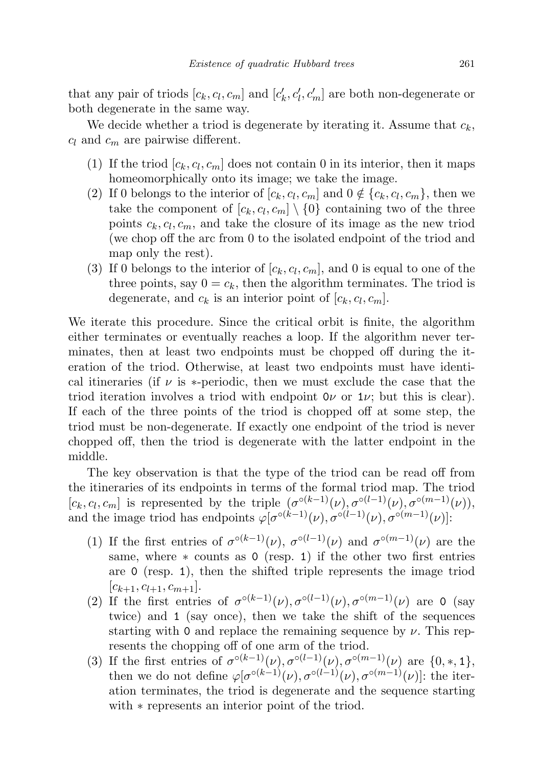that any pair of triods $[c_k, c_l, c_m]$ and $[c'_k, c'_l, c'_m]$ are both non-degenerate or both degenerate in the same way.

We decide whether a triod is degenerate by iterating it. Assume that $c_k$, $c_l$ and $c_m$ are pairwise different.

1. If the triod $[c_k, c_l, c_m]$ does not contain 0 in its interior, then it maps homeomorphically onto its image; we take the image.
2. If 0 belongs to the interior of $[c_k, c_l, c_m]$ and $0 \notin \{c_k, c_l, c_m\}$, then we take the component of $[c_k, c_l, c_m] \setminus \{0\}$ containing two of the three points $c_k, c_l, c_m$, and take the closure of its image as the new triod (we chop off the arc from 0 to the isolated endpoint of the triod and map only the rest).
3. If 0 belongs to the interior of $[c_k, c_l, c_m]$, and 0 is equal to one of the three points, say $0 = c_k$, then the algorithm terminates. The triod is degenerate, and $c_k$ is an interior point of $[c_k, c_l, c_m]$.

We iterate this procedure. Since the critical orbit is finite, the algorithm either terminates or eventually reaches a loop. If the algorithm never terminates, then at least two endpoints must be chopped off during the iteration of the triod. Otherwise, at least two endpoints must have identical itineraries (if $\nu$ is $*$-periodic, then we must exclude the case that the triod iteration involves a triod with endpoint $\mathtt{0}\nu$ or $\mathtt{1}\nu$; but this is clear). If each of the three points of the triod is chopped off at some step, the triod must be non-degenerate. If exactly one endpoint of the triod is never chopped off, then the triod is degenerate with the latter endpoint in the middle.

The key observation is that the type of the triod can be read off from the itineraries of its endpoints in terms of the formal triod map. The triod $[c_k, c_l, c_m]$ is represented by the triple $(\sigma^{\circ(k-1)}(\nu), \sigma^{\circ(l-1)}(\nu), \sigma^{\circ(m-1)}(\nu))$, and the image triod has endpoints $\varphi[\sigma^{\circ(k-1)}(\nu), \sigma^{\circ(l-1)}(\nu), \sigma^{\circ(m-1)}(\nu)]$:

1. If the first entries of $\sigma^{\circ(k-1)}(\nu)$, $\sigma^{\circ(l-1)}(\nu)$ and $\sigma^{\circ(m-1)}(\nu)$ are the same, where $*$ counts as $\mathtt{0}$ (resp. $\mathtt{1}$) if the other two first entries are $\mathtt{0}$ (resp. $\mathtt{1}$), then the shifted triple represents the image triod $[c_{k+1}, c_{l+1}, c_{m+1}]$.
2. If the first entries of $\sigma^{\circ(k-1)}(\nu), \sigma^{\circ(l-1)}(\nu), \sigma^{\circ(m-1)}(\nu)$ are $\mathtt{0}$ (say twice) and $\mathtt{1}$ (say once), then we take the shift of the sequences starting with $\mathtt{0}$ and replace the remaining sequence by $\nu$. This represents the chopping off of one arm of the triod.
3. If the first entries of $\sigma^{\circ(k-1)}(\nu), \sigma^{\circ(l-1)}(\nu), \sigma^{\circ(m-1)}(\nu)$ are $\{\mathtt{0}, *, \mathtt{1}\}$, then we do not define $\varphi[\sigma^{\circ(k-1)}(\nu), \sigma^{\circ(l-1)}(\nu), \sigma^{\circ(m-1)}(\nu)]$: the iteration terminates, the triod is degenerate and the sequence starting with $*$ represents an interior point of the triod.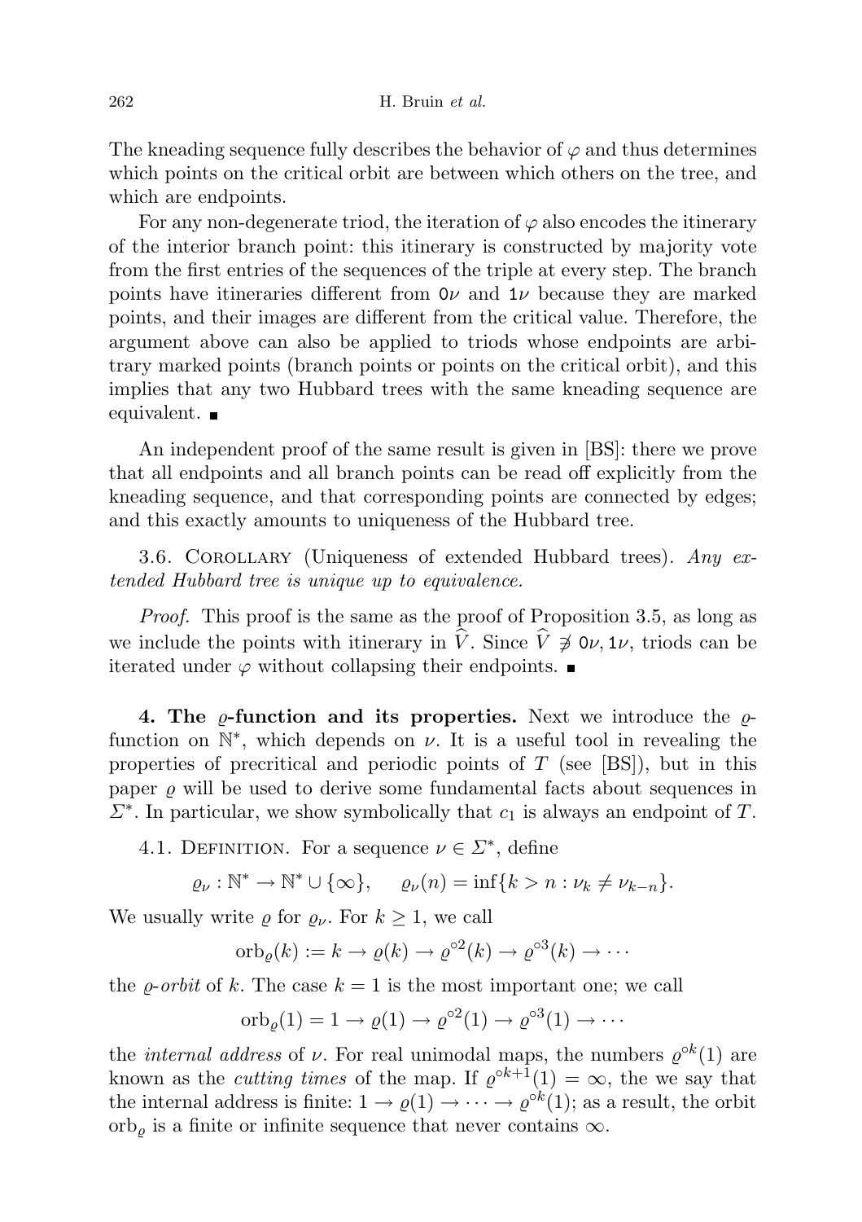The kneading sequence fully describes the behavior of $\varphi$ and thus determines which points on the critical orbit are between which others on the tree, and which are endpoints.

For any non-degenerate triod, the iteration of $\varphi$ also encodes the itinerary of the interior branch point: this itinerary is constructed by majority vote from the first entries of the sequences of the triple at every step. The branch points have itineraries different from $\mathtt{0}\nu$ and $\mathtt{1}\nu$ because they are marked points, and their images are different from the critical value. Therefore, the argument above can also be applied to triods whose endpoints are arbitrary marked points (branch points or points on the critical orbit), and this implies that any two Hubbard trees with the same kneading sequence are equivalent. ∎

An independent proof of the same result is given in [BS]: there we prove that all endpoints and all branch points can be read off explicitly from the kneading sequence, and that corresponding points are connected by edges; and this exactly amounts to uniqueness of the Hubbard tree.

3.6. Corollary (Uniqueness of extended Hubbard trees). *Any extended Hubbard tree is unique up to equivalence.*

*Proof.* This proof is the same as the proof of Proposition 3.5, as long as we include the points with itinerary in $\widehat{V}$. Since $\widehat{V} \not\ni \mathtt{0}\nu, \mathtt{1}\nu$, triods can be iterated under $\varphi$ without collapsing their endpoints. ∎

**4. The $\varrho$-function and its properties.** Next we introduce the $\varrho$-function on $\mathbb{N}^*$, which depends on $\nu$. It is a useful tool in revealing the properties of precritical and periodic points of $T$ (see [BS]), but in this paper $\varrho$ will be used to derive some fundamental facts about sequences in $\Sigma^*$. In particular, we show symbolically that $c_1$ is always an endpoint of $T$.

4.1. Definition. For a sequence $\nu \in \Sigma^*$, define

$$\varrho_\nu : \mathbb{N}^* \to \mathbb{N}^* \cup \{\infty\}, \qquad \varrho_\nu(n) = \inf\{k > n : \nu_k \neq \nu_{k-n}\}.$$

We usually write $\varrho$ for $\varrho_\nu$. For $k \geq 1$, we call

$$\operatorname{orb}_\varrho(k) := k \to \varrho(k) \to \varrho^{\circ 2}(k) \to \varrho^{\circ 3}(k) \to \cdots$$

the *$\varrho$-orbit* of $k$. The case $k = 1$ is the most important one; we call

$$\operatorname{orb}_\varrho(1) = 1 \to \varrho(1) \to \varrho^{\circ 2}(1) \to \varrho^{\circ 3}(1) \to \cdots$$

the *internal address* of $\nu$. For real unimodal maps, the numbers $\varrho^{\circ k}(1)$ are known as the *cutting times* of the map. If $\varrho^{\circ k+1}(1) = \infty$, the we say that the internal address is finite: $1 \to \varrho(1) \to \cdots \to \varrho^{\circ k}(1)$; as a result, the orbit $\operatorname{orb}_\varrho$ is a finite or infinite sequence that never contains $\infty$.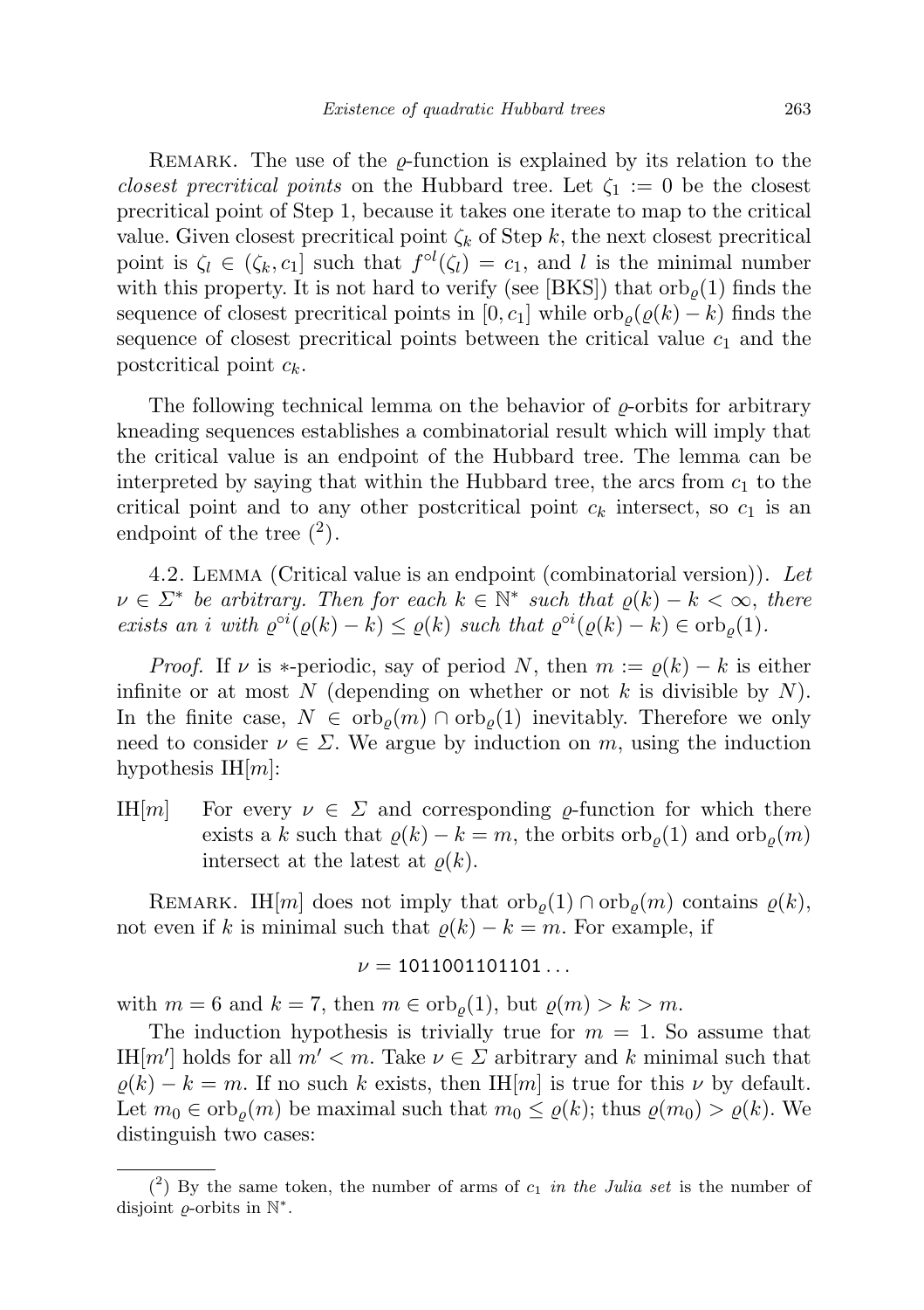Remark. The use of the $\varrho$-function is explained by its relation to the *closest precritical points* on the Hubbard tree. Let $\zeta_1 := 0$ be the closest precritical point of Step 1, because it takes one iterate to map to the critical value. Given closest precritical point $\zeta_k$ of Step $k$, the next closest precritical point is $\zeta_l \in (\zeta_k, c_1]$ such that $f^{\circ l}(\zeta_l) = c_1$, and $l$ is the minimal number with this property. It is not hard to verify (see [BKS]) that $\mathrm{orb}_\varrho(1)$ finds the sequence of closest precritical points in $[0, c_1]$ while $\mathrm{orb}_\varrho(\varrho(k) - k)$ finds the sequence of closest precritical points between the critical value $c_1$ and the postcritical point $c_k$.

The following technical lemma on the behavior of $\varrho$-orbits for arbitrary kneading sequences establishes a combinatorial result which will imply that the critical value is an endpoint of the Hubbard tree. The lemma can be interpreted by saying that within the Hubbard tree, the arcs from $c_1$ to the critical point and to any other postcritical point $c_k$ intersect, so $c_1$ is an endpoint of the tree [2].

4.2. Lemma (Critical value is an endpoint (combinatorial version)). *Let $\nu \in \Sigma^*$ be arbitrary. Then for each $k \in \mathbb{N}^*$ such that $\varrho(k) - k < \infty$, there exists an $i$ with $\varrho^{\circ i}(\varrho(k) - k) \le \varrho(k)$ such that $\varrho^{\circ i}(\varrho(k) - k) \in \mathrm{orb}_\varrho(1)$.*

*Proof.* If $\nu$ is $*$-periodic, say of period $N$, then $m := \varrho(k) - k$ is either infinite or at most $N$ (depending on whether or not $k$ is divisible by $N$). In the finite case, $N \in \mathrm{orb}_\varrho(m) \cap \mathrm{orb}_\varrho(1)$ inevitably. Therefore we only need to consider $\nu \in \Sigma$. We argue by induction on $m$, using the induction hypothesis IH$[m]$:

IH$[m]$ For every $\nu \in \Sigma$ and corresponding $\varrho$-function for which there exists a $k$ such that $\varrho(k) - k = m$, the orbits $\mathrm{orb}_\varrho(1)$ and $\mathrm{orb}_\varrho(m)$ intersect at the latest at $\varrho(k)$.

Remark. IH$[m]$ does not imply that $\mathrm{orb}_\varrho(1) \cap \mathrm{orb}_\varrho(m)$ contains $\varrho(k)$, not even if $k$ is minimal such that $\varrho(k) - k = m$. For example, if

$$\nu = 1011001101101\ldots$$

with $m = 6$ and $k = 7$, then $m \in \mathrm{orb}_\varrho(1)$, but $\varrho(m) > k > m$.

The induction hypothesis is trivially true for $m = 1$. So assume that IH$[m']$ holds for all $m' < m$. Take $\nu \in \Sigma$ arbitrary and $k$ minimal such that $\varrho(k) - k = m$. If no such $k$ exists, then IH$[m]$ is true for this $\nu$ by default. Let $m_0 \in \mathrm{orb}_\varrho(m)$ be maximal such that $m_0 \le \varrho(k)$; thus $\varrho(m_0) > \varrho(k)$. We distinguish two cases:

---

[2] By the same token, the number of arms of $c_1$ *in the Julia set* is the number of disjoint $\varrho$-orbits in $\mathbb{N}^*$.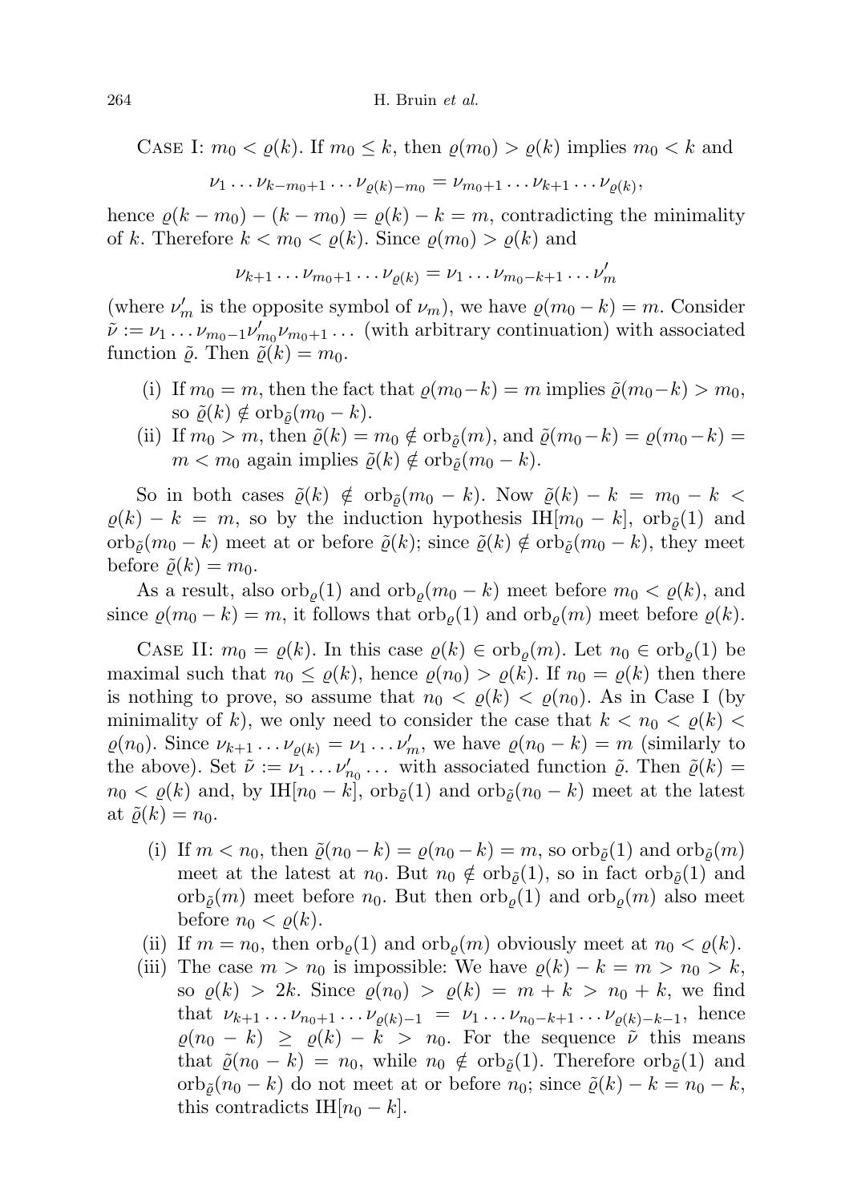Case I: $m_0 < \varrho(k)$. If $m_0 \le k$, then $\varrho(m_0) > \varrho(k)$ implies $m_0 < k$ and

$$\nu_1 \dots \nu_{k-m_0+1} \dots \nu_{\varrho(k)-m_0} = \nu_{m_0+1} \dots \nu_{k+1} \dots \nu_{\varrho(k)},$$

hence $\varrho(k - m_0) - (k - m_0) = \varrho(k) - k = m$, contradicting the minimality of $k$. Therefore $k < m_0 < \varrho(k)$. Since $\varrho(m_0) > \varrho(k)$ and

$$\nu_{k+1} \dots \nu_{m_0+1} \dots \nu_{\varrho(k)} = \nu_1 \dots \nu_{m_0-k+1} \dots \nu'_m$$

(where $\nu'_m$ is the opposite symbol of $\nu_m$), we have $\varrho(m_0 - k) = m$. Consider $\tilde{\nu} := \nu_1 \dots \nu_{m_0-1} \nu'_{m_0} \nu_{m_0+1} \dots$ (with arbitrary continuation) with associated function $\tilde{\varrho}$. Then $\tilde{\varrho}(k) = m_0$.

(i) If $m_0 = m$, then the fact that $\varrho(m_0 - k) = m$ implies $\tilde{\varrho}(m_0 - k) > m_0$, so $\tilde{\varrho}(k) \notin \operatorname{orb}_{\tilde{\varrho}}(m_0 - k)$.

(ii) If $m_0 > m$, then $\tilde{\varrho}(k) = m_0 \notin \operatorname{orb}_{\tilde{\varrho}}(m)$, and $\tilde{\varrho}(m_0 - k) = \varrho(m_0 - k) = m < m_0$ again implies $\tilde{\varrho}(k) \notin \operatorname{orb}_{\tilde{\varrho}}(m_0 - k)$.

So in both cases $\tilde{\varrho}(k) \notin \operatorname{orb}_{\tilde{\varrho}}(m_0 - k)$. Now $\tilde{\varrho}(k) - k = m_0 - k < \varrho(k) - k = m$, so by the induction hypothesis IH$[m_0 - k]$, $\operatorname{orb}_{\tilde{\varrho}}(1)$ and $\operatorname{orb}_{\tilde{\varrho}}(m_0 - k)$ meet at or before $\tilde{\varrho}(k)$; since $\tilde{\varrho}(k) \notin \operatorname{orb}_{\tilde{\varrho}}(m_0 - k)$, they meet before $\tilde{\varrho}(k) = m_0$.

As a result, also $\operatorname{orb}_{\varrho}(1)$ and $\operatorname{orb}_{\varrho}(m_0 - k)$ meet before $m_0 < \varrho(k)$, and since $\varrho(m_0 - k) = m$, it follows that $\operatorname{orb}_{\varrho}(1)$ and $\operatorname{orb}_{\varrho}(m)$ meet before $\varrho(k)$.

Case II: $m_0 = \varrho(k)$. In this case $\varrho(k) \in \operatorname{orb}_{\varrho}(m)$. Let $n_0 \in \operatorname{orb}_{\varrho}(1)$ be maximal such that $n_0 \le \varrho(k)$, hence $\varrho(n_0) > \varrho(k)$. If $n_0 = \varrho(k)$ then there is nothing to prove, so assume that $n_0 < \varrho(k) < \varrho(n_0)$. As in Case I (by minimality of $k$), we only need to consider the case that $k < n_0 < \varrho(k) < \varrho(n_0)$. Since $\nu_{k+1} \dots \nu_{\varrho(k)} = \nu_1 \dots \nu'_m$, we have $\varrho(n_0 - k) = m$ (similarly to the above). Set $\tilde{\nu} := \nu_1 \dots \nu'_{n_0} \dots$ with associated function $\tilde{\varrho}$. Then $\tilde{\varrho}(k) = n_0 < \varrho(k)$ and, by IH$[n_0 - k]$, $\operatorname{orb}_{\tilde{\varrho}}(1)$ and $\operatorname{orb}_{\tilde{\varrho}}(n_0 - k)$ meet at the latest at $\tilde{\varrho}(k) = n_0$.

(i) If $m < n_0$, then $\tilde{\varrho}(n_0 - k) = \varrho(n_0 - k) = m$, so $\operatorname{orb}_{\tilde{\varrho}}(1)$ and $\operatorname{orb}_{\tilde{\varrho}}(m)$ meet at the latest at $n_0$. But $n_0 \notin \operatorname{orb}_{\tilde{\varrho}}(1)$, so in fact $\operatorname{orb}_{\tilde{\varrho}}(1)$ and $\operatorname{orb}_{\tilde{\varrho}}(m)$ meet before $n_0$. But then $\operatorname{orb}_{\varrho}(1)$ and $\operatorname{orb}_{\varrho}(m)$ also meet before $n_0 < \varrho(k)$.

(ii) If $m = n_0$, then $\operatorname{orb}_{\varrho}(1)$ and $\operatorname{orb}_{\varrho}(m)$ obviously meet at $n_0 < \varrho(k)$.

(iii) The case $m > n_0$ is impossible: We have $\varrho(k) - k = m > n_0 > k$, so $\varrho(k) > 2k$. Since $\varrho(n_0) > \varrho(k) = m + k > n_0 + k$, we find that $\nu_{k+1} \dots \nu_{n_0+1} \dots \nu_{\varrho(k)-1} = \nu_1 \dots \nu_{n_0-k+1} \dots \nu_{\varrho(k)-k-1}$, hence $\varrho(n_0 - k) \ge \varrho(k) - k > n_0$. For the sequence $\tilde{\nu}$ this means that $\tilde{\varrho}(n_0 - k) = n_0$, while $n_0 \notin \operatorname{orb}_{\tilde{\varrho}}(1)$. Therefore $\operatorname{orb}_{\tilde{\varrho}}(1)$ and $\operatorname{orb}_{\tilde{\varrho}}(n_0 - k)$ do not meet at or before $n_0$; since $\tilde{\varrho}(k) - k = n_0 - k$, this contradicts IH$[n_0 - k]$.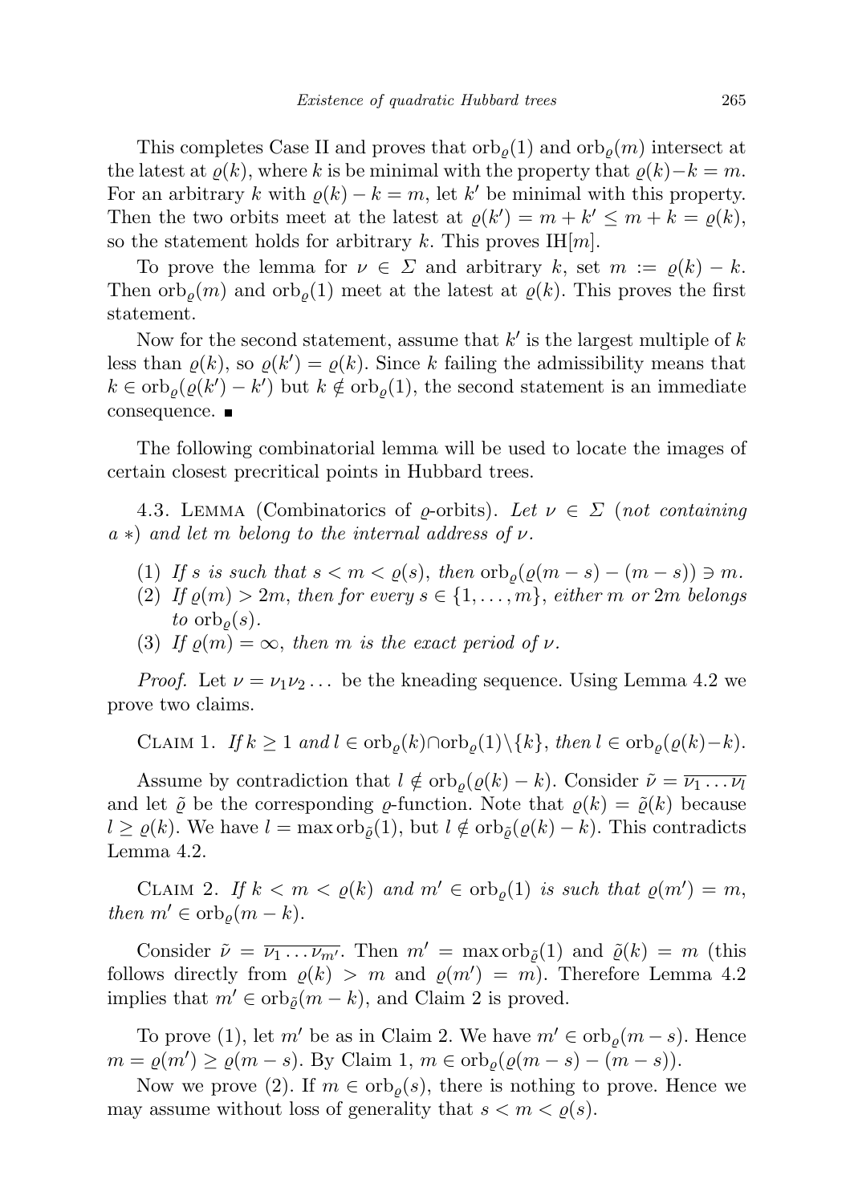This completes Case II and proves that $\mathrm{orb}_\varrho(1)$ and $\mathrm{orb}_\varrho(m)$ intersect at the latest at $\varrho(k)$, where $k$ is be minimal with the property that $\varrho(k)-k=m$. For an arbitrary $k$ with $\varrho(k)-k=m$, let $k'$ be minimal with this property. Then the two orbits meet at the latest at $\varrho(k')=m+k'\le m+k=\varrho(k)$, so the statement holds for arbitrary $k$. This proves IH$[m]$.

To prove the lemma for $\nu\in\Sigma$ and arbitrary $k$, set $m:=\varrho(k)-k$. Then $\mathrm{orb}_\varrho(m)$ and $\mathrm{orb}_\varrho(1)$ meet at the latest at $\varrho(k)$. This proves the first statement.

Now for the second statement, assume that $k'$ is the largest multiple of $k$ less than $\varrho(k)$, so $\varrho(k')=\varrho(k)$. Since $k$ failing the admissibility means that $k\in\mathrm{orb}_\varrho(\varrho(k')-k')$ but $k\notin\mathrm{orb}_\varrho(1)$, the second statement is an immediate consequence. ∎

The following combinatorial lemma will be used to locate the images of certain closest precritical points in Hubbard trees.

4.3. Lemma (Combinatorics of $\varrho$-orbits). *Let $\nu\in\Sigma$ (not containing a $*$) and let $m$ belong to the internal address of $\nu$.*

1. *If $s$ is such that $s<m<\varrho(s)$, then $\mathrm{orb}_\varrho(\varrho(m-s)-(m-s))\ni m$.*
2. *If $\varrho(m)>2m$, then for every $s\in\{1,\dots,m\}$, either $m$ or $2m$ belongs to $\mathrm{orb}_\varrho(s)$.*
3. *If $\varrho(m)=\infty$, then $m$ is the exact period of $\nu$.*

*Proof.* Let $\nu=\nu_1\nu_2\dots$ be the kneading sequence. Using Lemma 4.2 we prove two claims.

Claim 1. *If $k\ge 1$ and $l\in\mathrm{orb}_\varrho(k)\cap\mathrm{orb}_\varrho(1)\setminus\{k\}$, then $l\in\mathrm{orb}_\varrho(\varrho(k)-k)$.*

Assume by contradiction that $l\notin\mathrm{orb}_\varrho(\varrho(k)-k)$. Consider $\tilde\nu=\overline{\nu_1\dots\nu_l}$ and let $\tilde\varrho$ be the corresponding $\varrho$-function. Note that $\varrho(k)=\tilde\varrho(k)$ because $l\ge\varrho(k)$. We have $l=\max\mathrm{orb}_{\tilde\varrho}(1)$, but $l\notin\mathrm{orb}_{\tilde\varrho}(\varrho(k)-k)$. This contradicts Lemma 4.2.

Claim 2. *If $k<m<\varrho(k)$ and $m'\in\mathrm{orb}_\varrho(1)$ is such that $\varrho(m')=m$, then $m'\in\mathrm{orb}_\varrho(m-k)$.*

Consider $\tilde\nu=\overline{\nu_1\dots\nu_{m'}}$. Then $m'=\max\mathrm{orb}_{\tilde\varrho}(1)$ and $\tilde\varrho(k)=m$ (this follows directly from $\varrho(k)>m$ and $\varrho(m')=m$). Therefore Lemma 4.2 implies that $m'\in\mathrm{orb}_{\tilde\varrho}(m-k)$, and Claim 2 is proved.

To prove (1), let $m'$ be as in Claim 2. We have $m'\in\mathrm{orb}_\varrho(m-s)$. Hence $m=\varrho(m')\ge\varrho(m-s)$. By Claim 1, $m\in\mathrm{orb}_\varrho(\varrho(m-s)-(m-s))$.

Now we prove (2). If $m\in\mathrm{orb}_\varrho(s)$, there is nothing to prove. Hence we may assume without loss of generality that $s<m<\varrho(s)$.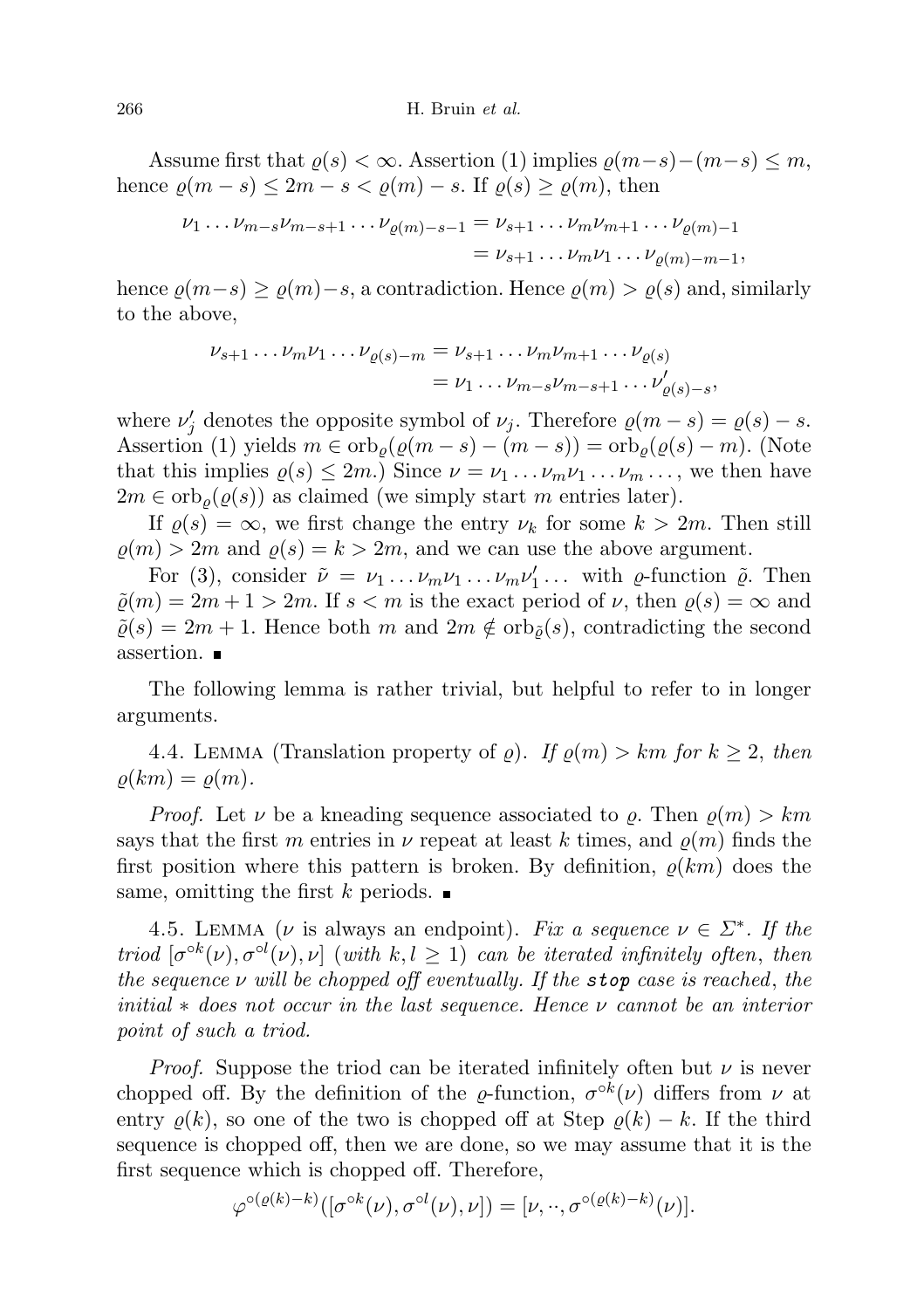Assume first that $\varrho(s) < \infty$. Assertion (1) implies $\varrho(m-s)-(m-s) \le m$, hence $\varrho(m-s) \le 2m - s < \varrho(m) - s$. If $\varrho(s) \ge \varrho(m)$, then

$$\begin{aligned}\nu_1 \dots \nu_{m-s}\nu_{m-s+1} \dots \nu_{\varrho(m)-s-1} &= \nu_{s+1} \dots \nu_m \nu_{m+1} \dots \nu_{\varrho(m)-1} \\ &= \nu_{s+1} \dots \nu_m \nu_1 \dots \nu_{\varrho(m)-m-1},\end{aligned}$$

hence $\varrho(m-s) \ge \varrho(m)-s$, a contradiction. Hence $\varrho(m) > \varrho(s)$ and, similarly to the above,

$$\begin{aligned}\nu_{s+1} \dots \nu_m \nu_1 \dots \nu_{\varrho(s)-m} &= \nu_{s+1} \dots \nu_m \nu_{m+1} \dots \nu_{\varrho(s)} \\ &= \nu_1 \dots \nu_{m-s}\nu_{m-s+1} \dots \nu'_{\varrho(s)-s},\end{aligned}$$

where $\nu'_j$ denotes the opposite symbol of $\nu_j$. Therefore $\varrho(m-s) = \varrho(s) - s$. Assertion (1) yields $m \in \mathrm{orb}_\varrho(\varrho(m-s)-(m-s)) = \mathrm{orb}_\varrho(\varrho(s) - m)$. (Note that this implies $\varrho(s) \le 2m$.) Since $\nu = \nu_1 \dots \nu_m \nu_1 \dots \nu_m \dots$, we then have $2m \in \mathrm{orb}_\varrho(\varrho(s))$ as claimed (we simply start $m$ entries later).

If $\varrho(s) = \infty$, we first change the entry $\nu_k$ for some $k > 2m$. Then still $\varrho(m) > 2m$ and $\varrho(s) = k > 2m$, and we can use the above argument.

For (3), consider $\tilde\nu = \nu_1 \dots \nu_m \nu_1 \dots \nu_m \nu'_1 \dots$ with $\varrho$-function $\tilde\varrho$. Then $\tilde\varrho(m) = 2m+1 > 2m$. If $s < m$ is the exact period of $\nu$, then $\varrho(s) = \infty$ and $\tilde\varrho(s) = 2m+1$. Hence both $m$ and $2m \notin \mathrm{orb}_{\tilde\varrho}(s)$, contradicting the second assertion. ∎

The following lemma is rather trivial, but helpful to refer to in longer arguments.

4.4. Lemma (Translation property of $\varrho$). *If $\varrho(m) > km$ for $k \ge 2$, then $\varrho(km) = \varrho(m)$.*

*Proof.* Let $\nu$ be a kneading sequence associated to $\varrho$. Then $\varrho(m) > km$ says that the first $m$ entries in $\nu$ repeat at least $k$ times, and $\varrho(m)$ finds the first position where this pattern is broken. By definition, $\varrho(km)$ does the same, omitting the first $k$ periods. ∎

4.5. Lemma ($\nu$ is always an endpoint). *Fix a sequence $\nu \in \Sigma^*$. If the triod $[\sigma^{\circ k}(\nu), \sigma^{\circ l}(\nu), \nu]$ (with $k, l \ge 1$) can be iterated infinitely often, then the sequence $\nu$ will be chopped off eventually. If the* **stop** *case is reached, the initial $*$ does not occur in the last sequence. Hence $\nu$ cannot be an interior point of such a triod.*

*Proof.* Suppose the triod can be iterated infinitely often but $\nu$ is never chopped off. By the definition of the $\varrho$-function, $\sigma^{\circ k}(\nu)$ differs from $\nu$ at entry $\varrho(k)$, so one of the two is chopped off at Step $\varrho(k) - k$. If the third sequence is chopped off, then we are done, so we may assume that it is the first sequence which is chopped off. Therefore,

$$\varphi^{\circ(\varrho(k)-k)}([\sigma^{\circ k}(\nu), \sigma^{\circ l}(\nu), \nu]) = [\nu, \cdot\cdot, \sigma^{\circ(\varrho(k)-k)}(\nu)].$$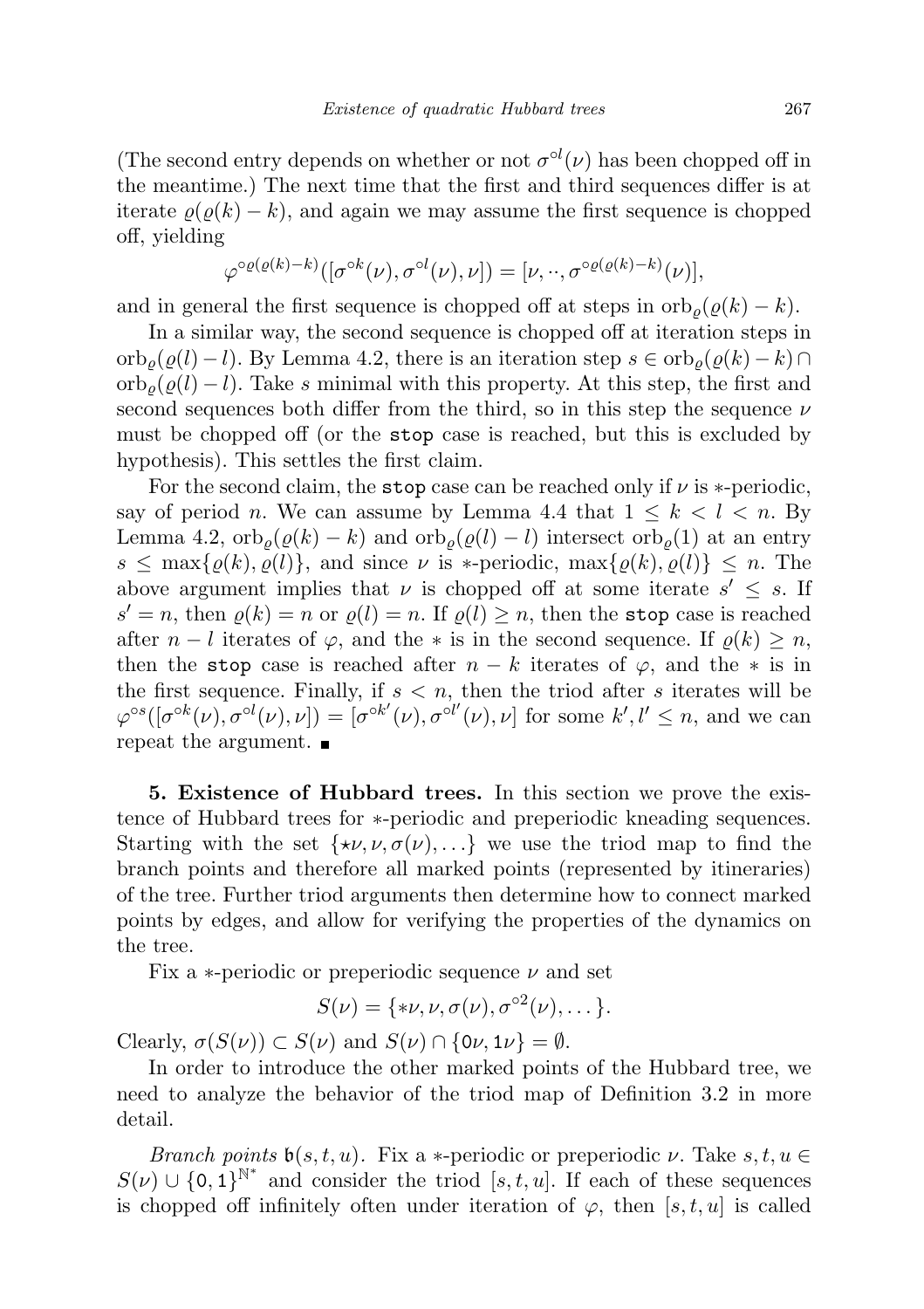(The second entry depends on whether or not $\sigma^{\circ l}(\nu)$ has been chopped off in the meantime.) The next time that the first and third sequences differ is at iterate $\varrho(\varrho(k)-k)$, and again we may assume the first sequence is chopped off, yielding

$$\varphi^{\circ \varrho(\varrho(k)-k)}([\sigma^{\circ k}(\nu), \sigma^{\circ l}(\nu), \nu]) = [\nu, \cdot\cdot, \sigma^{\circ \varrho(\varrho(k)-k)}(\nu)],$$

and in general the first sequence is chopped off at steps in $\mathrm{orb}_\varrho(\varrho(k)-k)$.

In a similar way, the second sequence is chopped off at iteration steps in $\mathrm{orb}_\varrho(\varrho(l)-l)$. By Lemma 4.2, there is an iteration step $s \in \mathrm{orb}_\varrho(\varrho(k)-k) \cap \mathrm{orb}_\varrho(\varrho(l)-l)$. Take $s$ minimal with this property. At this step, the first and second sequences both differ from the third, so in this step the sequence $\nu$ must be chopped off (or the `stop` case is reached, but this is excluded by hypothesis). This settles the first claim.

For the second claim, the `stop` case can be reached only if $\nu$ is $*$-periodic, say of period $n$. We can assume by Lemma 4.4 that $1 \le k < l < n$. By Lemma 4.2, $\mathrm{orb}_\varrho(\varrho(k)-k)$ and $\mathrm{orb}_\varrho(\varrho(l)-l)$ intersect $\mathrm{orb}_\varrho(1)$ at an entry $s \le \max\{\varrho(k), \varrho(l)\}$, and since $\nu$ is $*$-periodic, $\max\{\varrho(k), \varrho(l)\} \le n$. The above argument implies that $\nu$ is chopped off at some iterate $s' \le s$. If $s' = n$, then $\varrho(k) = n$ or $\varrho(l) = n$. If $\varrho(l) \ge n$, then the `stop` case is reached after $n-l$ iterates of $\varphi$, and the $*$ is in the second sequence. If $\varrho(k) \ge n$, then the `stop` case is reached after $n-k$ iterates of $\varphi$, and the $*$ is in the first sequence. Finally, if $s < n$, then the triod after $s$ iterates will be $\varphi^{\circ s}([\sigma^{\circ k}(\nu), \sigma^{\circ l}(\nu), \nu]) = [\sigma^{\circ k'}(\nu), \sigma^{\circ l'}(\nu), \nu]$ for some $k', l' \le n$, and we can repeat the argument. ∎

**5. Existence of Hubbard trees.** In this section we prove the existence of Hubbard trees for $*$-periodic and preperiodic kneading sequences. Starting with the set $\{\star\nu, \nu, \sigma(\nu), \ldots\}$ we use the triod map to find the branch points and therefore all marked points (represented by itineraries) of the tree. Further triod arguments then determine how to connect marked points by edges, and allow for verifying the properties of the dynamics on the tree.

Fix a $*$-periodic or preperiodic sequence $\nu$ and set

$$S(\nu) = \{*\nu, \nu, \sigma(\nu), \sigma^{\circ 2}(\nu), \ldots\}.$$

Clearly, $\sigma(S(\nu)) \subset S(\nu)$ and $S(\nu) \cap \{\mathtt{0}\nu, \mathtt{1}\nu\} = \emptyset$.

In order to introduce the other marked points of the Hubbard tree, we need to analyze the behavior of the triod map of Definition 3.2 in more detail.

*Branch points* $\mathfrak{b}(s,t,u)$. Fix a $*$-periodic or preperiodic $\nu$. Take $s, t, u \in S(\nu) \cup \{\mathtt{0}, \mathtt{1}\}^{\mathbb{N}^*}$ and consider the triod $[s,t,u]$. If each of these sequences is chopped off infinitely often under iteration of $\varphi$, then $[s,t,u]$ is called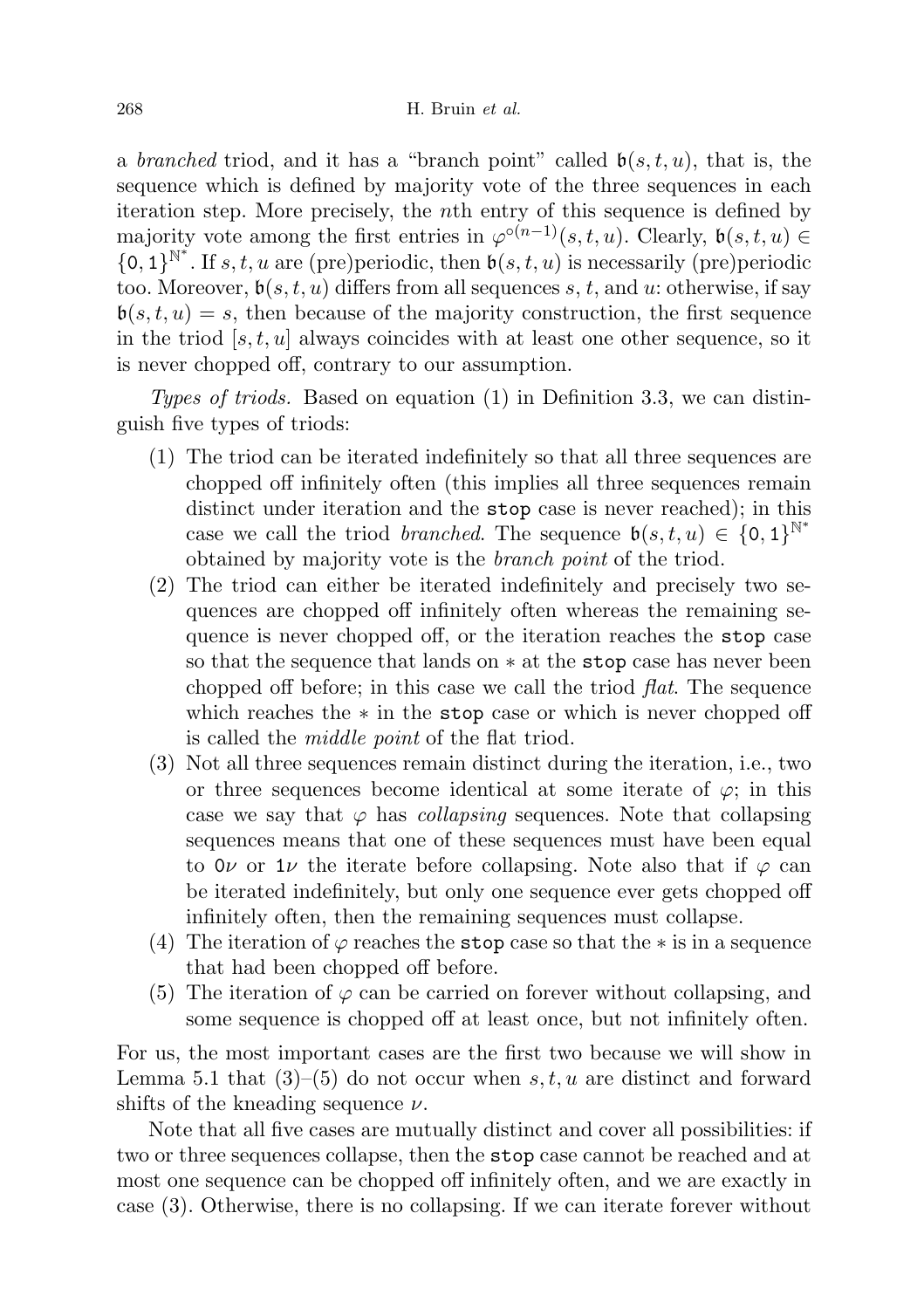a *branched* triod, and it has a "branch point" called $\mathfrak{b}(s,t,u)$, that is, the sequence which is defined by majority vote of the three sequences in each iteration step. More precisely, the $n$th entry of this sequence is defined by majority vote among the first entries in $\varphi^{\circ(n-1)}(s,t,u)$. Clearly, $\mathfrak{b}(s,t,u) \in \{\mathtt{0},\mathtt{1}\}^{\mathbb{N}^*}$. If $s,t,u$ are (pre)periodic, then $\mathfrak{b}(s,t,u)$ is necessarily (pre)periodic too. Moreover, $\mathfrak{b}(s,t,u)$ differs from all sequences $s$, $t$, and $u$: otherwise, if say $\mathfrak{b}(s,t,u) = s$, then because of the majority construction, the first sequence in the triod $[s,t,u]$ always coincides with at least one other sequence, so it is never chopped off, contrary to our assumption.

*Types of triods.* Based on equation (1) in Definition 3.3, we can distinguish five types of triods:

1. The triod can be iterated indefinitely so that all three sequences are chopped off infinitely often (this implies all three sequences remain distinct under iteration and the `stop` case is never reached); in this case we call the triod *branched*. The sequence $\mathfrak{b}(s,t,u) \in \{\mathtt{0},\mathtt{1}\}^{\mathbb{N}^*}$ obtained by majority vote is the *branch point* of the triod.
2. The triod can either be iterated indefinitely and precisely two sequences are chopped off infinitely often whereas the remaining sequence is never chopped off, or the iteration reaches the `stop` case so that the sequence that lands on $*$ at the `stop` case has never been chopped off before; in this case we call the triod *flat*. The sequence which reaches the $*$ in the `stop` case or which is never chopped off is called the *middle point* of the flat triod.
3. Not all three sequences remain distinct during the iteration, i.e., two or three sequences become identical at some iterate of $\varphi$; in this case we say that $\varphi$ has *collapsing* sequences. Note that collapsing sequences means that one of these sequences must have been equal to $\mathtt{0}\nu$ or $\mathtt{1}\nu$ the iterate before collapsing. Note also that if $\varphi$ can be iterated indefinitely, but only one sequence ever gets chopped off infinitely often, then the remaining sequences must collapse.
4. The iteration of $\varphi$ reaches the `stop` case so that the $*$ is in a sequence that had been chopped off before.
5. The iteration of $\varphi$ can be carried on forever without collapsing, and some sequence is chopped off at least once, but not infinitely often.

For us, the most important cases are the first two because we will show in Lemma 5.1 that (3)–(5) do not occur when $s,t,u$ are distinct and forward shifts of the kneading sequence $\nu$.

Note that all five cases are mutually distinct and cover all possibilities: if two or three sequences collapse, then the `stop` case cannot be reached and at most one sequence can be chopped off infinitely often, and we are exactly in case (3). Otherwise, there is no collapsing. If we can iterate forever without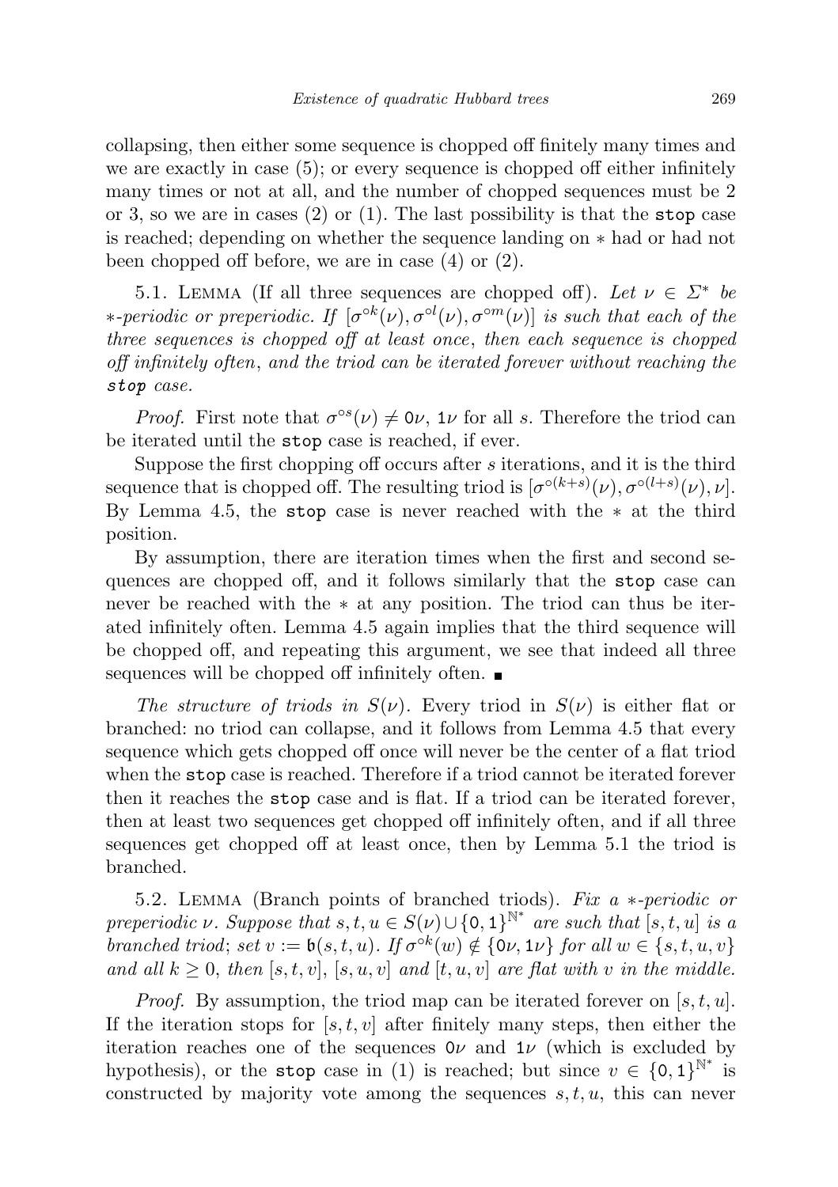collapsing, then either some sequence is chopped off finitely many times and we are exactly in case (5); or every sequence is chopped off either infinitely many times or not at all, and the number of chopped sequences must be 2 or 3, so we are in cases (2) or (1). The last possibility is that the `stop` case is reached; depending on whether the sequence landing on $*$ had or had not been chopped off before, we are in case (4) or (2).

5.1. Lemma (If all three sequences are chopped off). *Let $\nu \in \Sigma^*$ be $*$-periodic or preperiodic. If $[\sigma^{\circ k}(\nu), \sigma^{\circ l}(\nu), \sigma^{\circ m}(\nu)]$ is such that each of the three sequences is chopped off at least once, then each sequence is chopped off infinitely often, and the triod can be iterated forever without reaching the* `stop` *case.*

*Proof.* First note that $\sigma^{\circ s}(\nu) \neq \mathtt{0}\nu, \mathtt{1}\nu$ for all $s$. Therefore the triod can be iterated until the `stop` case is reached, if ever.

Suppose the first chopping off occurs after $s$ iterations, and it is the third sequence that is chopped off. The resulting triod is $[\sigma^{\circ(k+s)}(\nu), \sigma^{\circ(l+s)}(\nu), \nu]$. By Lemma 4.5, the `stop` case is never reached with the $*$ at the third position.

By assumption, there are iteration times when the first and second sequences are chopped off, and it follows similarly that the `stop` case can never be reached with the $*$ at any position. The triod can thus be iterated infinitely often. Lemma 4.5 again implies that the third sequence will be chopped off, and repeating this argument, we see that indeed all three sequences will be chopped off infinitely often. ∎

*The structure of triods in $S(\nu)$.* Every triod in $S(\nu)$ is either flat or branched: no triod can collapse, and it follows from Lemma 4.5 that every sequence which gets chopped off once will never be the center of a flat triod when the `stop` case is reached. Therefore if a triod cannot be iterated forever then it reaches the `stop` case and is flat. If a triod can be iterated forever, then at least two sequences get chopped off infinitely often, and if all three sequences get chopped off at least once, then by Lemma 5.1 the triod is branched.

5.2. Lemma (Branch points of branched triods). *Fix a $*$-periodic or preperiodic $\nu$. Suppose that $s, t, u \in S(\nu) \cup \{\mathtt{0}, \mathtt{1}\}^{\mathbb{N}^*}$ are such that $[s, t, u]$ is a branched triod; set $v := \mathfrak{b}(s, t, u)$. If $\sigma^{\circ k}(w) \notin \{\mathtt{0}\nu, \mathtt{1}\nu\}$ for all $w \in \{s, t, u, v\}$ and all $k \geq 0$, then $[s, t, v]$, $[s, u, v]$ and $[t, u, v]$ are flat with $v$ in the middle.*

*Proof.* By assumption, the triod map can be iterated forever on $[s, t, u]$. If the iteration stops for $[s, t, v]$ after finitely many steps, then either the iteration reaches one of the sequences $\mathtt{0}\nu$ and $\mathtt{1}\nu$ (which is excluded by hypothesis), or the `stop` case in (1) is reached; but since $v \in \{\mathtt{0}, \mathtt{1}\}^{\mathbb{N}^*}$ is constructed by majority vote among the sequences $s, t, u$, this can never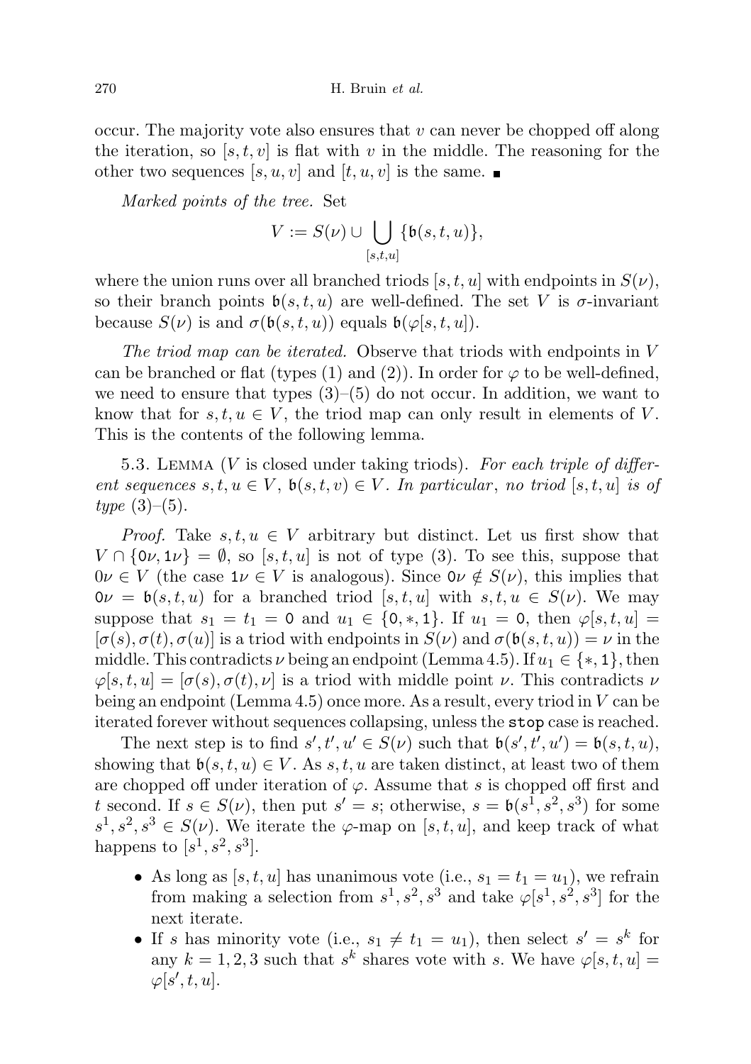occur. The majority vote also ensures that $v$ can never be chopped off along the iteration, so $[s,t,v]$ is flat with $v$ in the middle. The reasoning for the other two sequences $[s,u,v]$ and $[t,u,v]$ is the same. ∎

*Marked points of the tree.* Set

$$V := S(\nu) \cup \bigcup_{[s,t,u]} \{\mathfrak{b}(s,t,u)\},$$

where the union runs over all branched triods $[s,t,u]$ with endpoints in $S(\nu)$, so their branch points $\mathfrak{b}(s,t,u)$ are well-defined. The set $V$ is $\sigma$-invariant because $S(\nu)$ is and $\sigma(\mathfrak{b}(s,t,u))$ equals $\mathfrak{b}(\varphi[s,t,u])$.

*The triod map can be iterated.* Observe that triods with endpoints in $V$ can be branched or flat (types (1) and (2)). In order for $\varphi$ to be well-defined, we need to ensure that types (3)–(5) do not occur. In addition, we want to know that for $s,t,u \in V$, the triod map can only result in elements of $V$. This is the contents of the following lemma.

5.3. Lemma ($V$ is closed under taking triods). *For each triple of different sequences $s,t,u \in V$, $\mathfrak{b}(s,t,v) \in V$. In particular, no triod $[s,t,u]$ is of type* (3)–(5).

*Proof.* Take $s,t,u \in V$ arbitrary but distinct. Let us first show that $V \cap \{\mathtt{0}\nu, \mathtt{1}\nu\} = \emptyset$, so $[s,t,u]$ is not of type (3). To see this, suppose that $0\nu \in V$ (the case $\mathtt{1}\nu \in V$ is analogous). Since $\mathtt{0}\nu \notin S(\nu)$, this implies that $\mathtt{0}\nu = \mathfrak{b}(s,t,u)$ for a branched triod $[s,t,u]$ with $s,t,u \in S(\nu)$. We may suppose that $s_1 = t_1 = \mathtt{0}$ and $u_1 \in \{\mathtt{0}, *, \mathtt{1}\}$. If $u_1 = \mathtt{0}$, then $\varphi[s,t,u] = [\sigma(s), \sigma(t), \sigma(u)]$ is a triod with endpoints in $S(\nu)$ and $\sigma(\mathfrak{b}(s,t,u)) = \nu$ in the middle. This contradicts $\nu$ being an endpoint (Lemma 4.5). If $u_1 \in \{*, \mathtt{1}\}$, then $\varphi[s,t,u] = [\sigma(s), \sigma(t), \nu]$ is a triod with middle point $\nu$. This contradicts $\nu$ being an endpoint (Lemma 4.5) once more. As a result, every triod in $V$ can be iterated forever without sequences collapsing, unless the `stop` case is reached.

The next step is to find $s', t', u' \in S(\nu)$ such that $\mathfrak{b}(s', t', u') = \mathfrak{b}(s,t,u)$, showing that $\mathfrak{b}(s,t,u) \in V$. As $s,t,u$ are taken distinct, at least two of them are chopped off under iteration of $\varphi$. Assume that $s$ is chopped off first and $t$ second. If $s \in S(\nu)$, then put $s' = s$; otherwise, $s = \mathfrak{b}(s^1, s^2, s^3)$ for some $s^1, s^2, s^3 \in S(\nu)$. We iterate the $\varphi$-map on $[s,t,u]$, and keep track of what happens to $[s^1, s^2, s^3]$.

- As long as $[s,t,u]$ has unanimous vote (i.e., $s_1 = t_1 = u_1$), we refrain from making a selection from $s^1, s^2, s^3$ and take $\varphi[s^1, s^2, s^3]$ for the next iterate.
- If $s$ has minority vote (i.e., $s_1 \neq t_1 = u_1$), then select $s' = s^k$ for any $k = 1,2,3$ such that $s^k$ shares vote with $s$. We have $\varphi[s,t,u] = \varphi[s', t, u]$.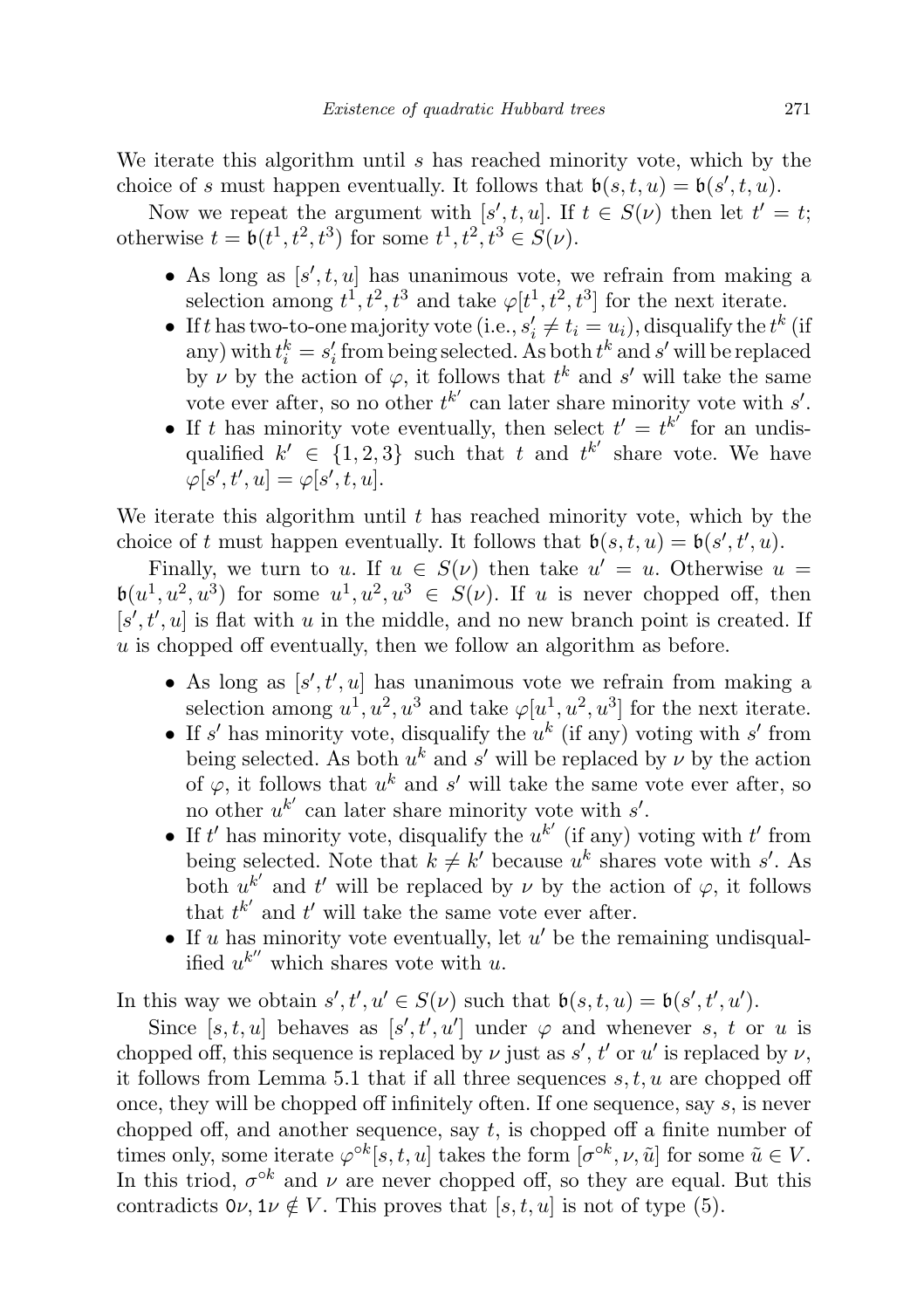We iterate this algorithm until $s$ has reached minority vote, which by the choice of $s$ must happen eventually. It follows that $\mathfrak{b}(s,t,u) = \mathfrak{b}(s',t,u)$.

Now we repeat the argument with $[s',t,u]$. If $t \in S(\nu)$ then let $t' = t$; otherwise $t = \mathfrak{b}(t^1,t^2,t^3)$ for some $t^1,t^2,t^3 \in S(\nu)$.

- As long as $[s',t,u]$ has unanimous vote, we refrain from making a selection among $t^1,t^2,t^3$ and take $\varphi[t^1,t^2,t^3]$ for the next iterate.
- If $t$ has two-to-one majority vote (i.e., $s'_i \neq t_i = u_i$), disqualify the $t^k$ (if any) with $t^k_i = s'_i$ from being selected. As both $t^k$ and $s'$ will be replaced by $\nu$ by the action of $\varphi$, it follows that $t^k$ and $s'$ will take the same vote ever after, so no other $t^{k'}$ can later share minority vote with $s'$.
- If $t$ has minority vote eventually, then select $t' = t^{k'}$ for an undisqualified $k' \in \{1,2,3\}$ such that $t$ and $t^{k'}$ share vote. We have $\varphi[s',t',u] = \varphi[s',t,u]$.

We iterate this algorithm until $t$ has reached minority vote, which by the choice of $t$ must happen eventually. It follows that $\mathfrak{b}(s,t,u) = \mathfrak{b}(s',t',u)$.

Finally, we turn to $u$. If $u \in S(\nu)$ then take $u' = u$. Otherwise $u = \mathfrak{b}(u^1,u^2,u^3)$ for some $u^1,u^2,u^3 \in S(\nu)$. If $u$ is never chopped off, then $[s',t',u]$ is flat with $u$ in the middle, and no new branch point is created. If $u$ is chopped off eventually, then we follow an algorithm as before.

- As long as $[s',t',u]$ has unanimous vote we refrain from making a selection among $u^1,u^2,u^3$ and take $\varphi[u^1,u^2,u^3]$ for the next iterate.
- If $s'$ has minority vote, disqualify the $u^k$ (if any) voting with $s'$ from being selected. As both $u^k$ and $s'$ will be replaced by $\nu$ by the action of $\varphi$, it follows that $u^k$ and $s'$ will take the same vote ever after, so no other $u^{k'}$ can later share minority vote with $s'$.
- If $t'$ has minority vote, disqualify the $u^{k'}$ (if any) voting with $t'$ from being selected. Note that $k \neq k'$ because $u^k$ shares vote with $s'$. As both $u^{k'}$ and $t'$ will be replaced by $\nu$ by the action of $\varphi$, it follows that $t^{k'}$ and $t'$ will take the same vote ever after.
- If $u$ has minority vote eventually, let $u'$ be the remaining undisqualified $u^{k''}$ which shares vote with $u$.

In this way we obtain $s',t',u' \in S(\nu)$ such that $\mathfrak{b}(s,t,u) = \mathfrak{b}(s',t',u')$.

Since $[s,t,u]$ behaves as $[s',t',u']$ under $\varphi$ and whenever $s$, $t$ or $u$ is chopped off, this sequence is replaced by $\nu$ just as $s'$, $t'$ or $u'$ is replaced by $\nu$, it follows from Lemma 5.1 that if all three sequences $s,t,u$ are chopped off once, they will be chopped off infinitely often. If one sequence, say $s$, is never chopped off, and another sequence, say $t$, is chopped off a finite number of times only, some iterate $\varphi^{\circ k}[s,t,u]$ takes the form $[\sigma^{\circ k},\nu,\tilde{u}]$ for some $\tilde{u} \in V$. In this triod, $\sigma^{\circ k}$ and $\nu$ are never chopped off, so they are equal. But this contradicts $\mathtt{0}\nu, \mathtt{1}\nu \notin V$. This proves that $[s,t,u]$ is not of type (5).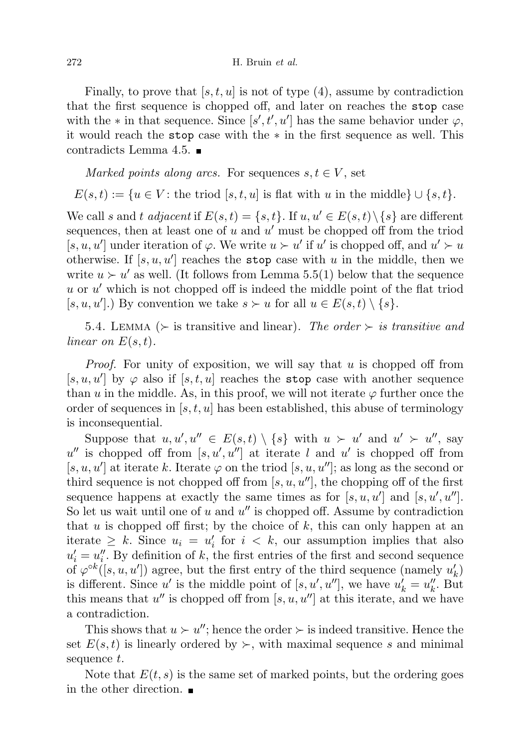Finally, to prove that $[s, t, u]$ is not of type (4), assume by contradiction that the first sequence is chopped off, and later on reaches the `stop` case with the $*$ in that sequence. Since $[s', t', u']$ has the same behavior under $\varphi$, it would reach the `stop` case with the $*$ in the first sequence as well. This contradicts Lemma 4.5. ■

*Marked points along arcs.* For sequences $s, t \in V$, set

$$E(s, t) := \{u \in V : \text{the triod } [s, t, u] \text{ is flat with } u \text{ in the middle}\} \cup \{s, t\}.$$

We call $s$ and $t$ *adjacent* if $E(s, t) = \{s, t\}$. If $u, u' \in E(s, t) \setminus \{s\}$ are different sequences, then at least one of $u$ and $u'$ must be chopped off from the triod $[s, u, u']$ under iteration of $\varphi$. We write $u \succ u'$ if $u'$ is chopped off, and $u' \succ u$ otherwise. If $[s, u, u']$ reaches the `stop` case with $u$ in the middle, then we write $u \succ u'$ as well. (It follows from Lemma 5.5(1) below that the sequence $u$ or $u'$ which is not chopped off is indeed the middle point of the flat triod $[s, u, u']$.) By convention we take $s \succ u$ for all $u \in E(s, t) \setminus \{s\}$.

5.4. Lemma ($\succ$ is transitive and linear). *The order $\succ$ is transitive and linear on $E(s, t)$.*

*Proof.* For unity of exposition, we will say that $u$ is chopped off from $[s, u, u']$ by $\varphi$ also if $[s, t, u]$ reaches the `stop` case with another sequence than $u$ in the middle. As, in this proof, we will not iterate $\varphi$ further once the order of sequences in $[s, t, u]$ has been established, this abuse of terminology is inconsequential.

Suppose that $u, u', u'' \in E(s, t) \setminus \{s\}$ with $u \succ u'$ and $u' \succ u''$, say $u''$ is chopped off from $[s, u', u'']$ at iterate $l$ and $u'$ is chopped off from $[s, u, u']$ at iterate $k$. Iterate $\varphi$ on the triod $[s, u, u'']$; as long as the second or third sequence is not chopped off from $[s, u, u'']$, the chopping off of the first sequence happens at exactly the same times as for $[s, u, u']$ and $[s, u', u'']$. So let us wait until one of $u$ and $u''$ is chopped off. Assume by contradiction that $u$ is chopped off first; by the choice of $k$, this can only happen at an iterate $\geq k$. Since $u_i = u'_i$ for $i < k$, our assumption implies that also $u'_i = u''_i$. By definition of $k$, the first entries of the first and second sequence of $\varphi^{\circ k}([s, u, u'])$ agree, but the first entry of the third sequence (namely $u'_k$) is different. Since $u'$ is the middle point of $[s, u', u'']$, we have $u'_k = u''_k$. But this means that $u''$ is chopped off from $[s, u, u'']$ at this iterate, and we have a contradiction.

This shows that $u \succ u''$; hence the order $\succ$ is indeed transitive. Hence the set $E(s, t)$ is linearly ordered by $\succ$, with maximal sequence $s$ and minimal sequence $t$.

Note that $E(t, s)$ is the same set of marked points, but the ordering goes in the other direction. ■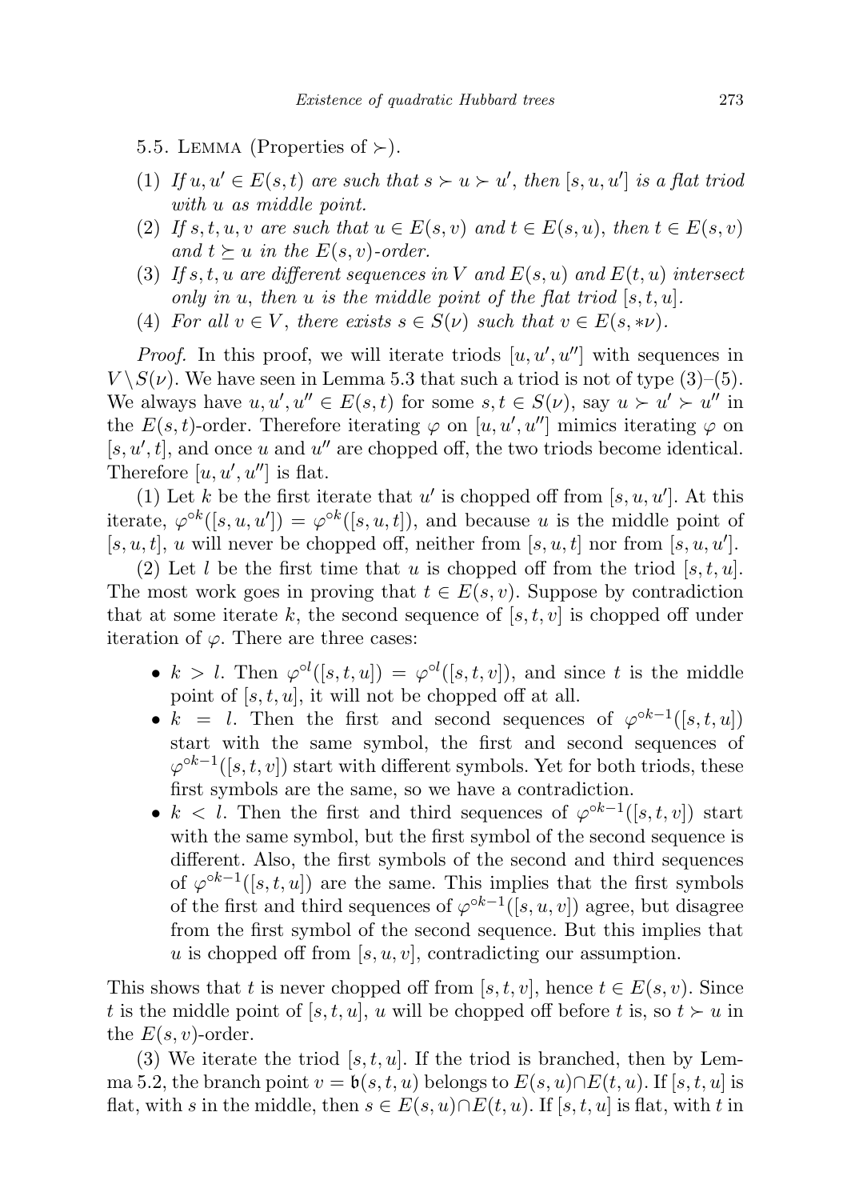5.5. Lemma (Properties of $\succ$).

(1) *If $u, u' \in E(s,t)$ are such that $s \succ u \succ u'$, then $[s,u,u']$ is a flat triod with $u$ as middle point.*

(2) *If $s,t,u,v$ are such that $u \in E(s,v)$ and $t \in E(s,u)$, then $t \in E(s,v)$ and $t \succeq u$ in the $E(s,v)$-order.*

(3) *If $s,t,u$ are different sequences in $V$ and $E(s,u)$ and $E(t,u)$ intersect only in $u$, then $u$ is the middle point of the flat triod $[s,t,u]$.*

(4) *For all $v \in V$, there exists $s \in S(\nu)$ such that $v \in E(s, *\nu)$.*

*Proof.* In this proof, we will iterate triods $[u,u',u'']$ with sequences in $V \setminus S(\nu)$. We have seen in Lemma 5.3 that such a triod is not of type (3)–(5). We always have $u,u',u'' \in E(s,t)$ for some $s,t \in S(\nu)$, say $u \succ u' \succ u''$ in the $E(s,t)$-order. Therefore iterating $\varphi$ on $[u,u',u'']$ mimics iterating $\varphi$ on $[s,u',t]$, and once $u$ and $u''$ are chopped off, the two triods become identical. Therefore $[u,u',u'']$ is flat.

(1) Let $k$ be the first iterate that $u'$ is chopped off from $[s,u,u']$. At this iterate, $\varphi^{\circ k}([s,u,u']) = \varphi^{\circ k}([s,u,t])$, and because $u$ is the middle point of $[s,u,t]$, $u$ will never be chopped off, neither from $[s,u,t]$ nor from $[s,u,u']$.

(2) Let $l$ be the first time that $u$ is chopped off from the triod $[s,t,u]$. The most work goes in proving that $t \in E(s,v)$. Suppose by contradiction that at some iterate $k$, the second sequence of $[s,t,v]$ is chopped off under iteration of $\varphi$. There are three cases:

- $k > l$. Then $\varphi^{\circ l}([s,t,u]) = \varphi^{\circ l}([s,t,v])$, and since $t$ is the middle point of $[s,t,u]$, it will not be chopped off at all.
- $k = l$. Then the first and second sequences of $\varphi^{\circ k-1}([s,t,u])$ start with the same symbol, the first and second sequences of $\varphi^{\circ k-1}([s,t,v])$ start with different symbols. Yet for both triods, these first symbols are the same, so we have a contradiction.
- $k < l$. Then the first and third sequences of $\varphi^{\circ k-1}([s,t,v])$ start with the same symbol, but the first symbol of the second sequence is different. Also, the first symbols of the second and third sequences of $\varphi^{\circ k-1}([s,t,u])$ are the same. This implies that the first symbols of the first and third sequences of $\varphi^{\circ k-1}([s,u,v])$ agree, but disagree from the first symbol of the second sequence. But this implies that $u$ is chopped off from $[s,u,v]$, contradicting our assumption.

This shows that $t$ is never chopped off from $[s,t,v]$, hence $t \in E(s,v)$. Since $t$ is the middle point of $[s,t,u]$, $u$ will be chopped off before $t$ is, so $t \succ u$ in the $E(s,v)$-order.

(3) We iterate the triod $[s,t,u]$. If the triod is branched, then by Lemma 5.2, the branch point $v = \mathfrak{b}(s,t,u)$ belongs to $E(s,u) \cap E(t,u)$. If $[s,t,u]$ is flat, with $s$ in the middle, then $s \in E(s,u) \cap E(t,u)$. If $[s,t,u]$ is flat, with $t$ in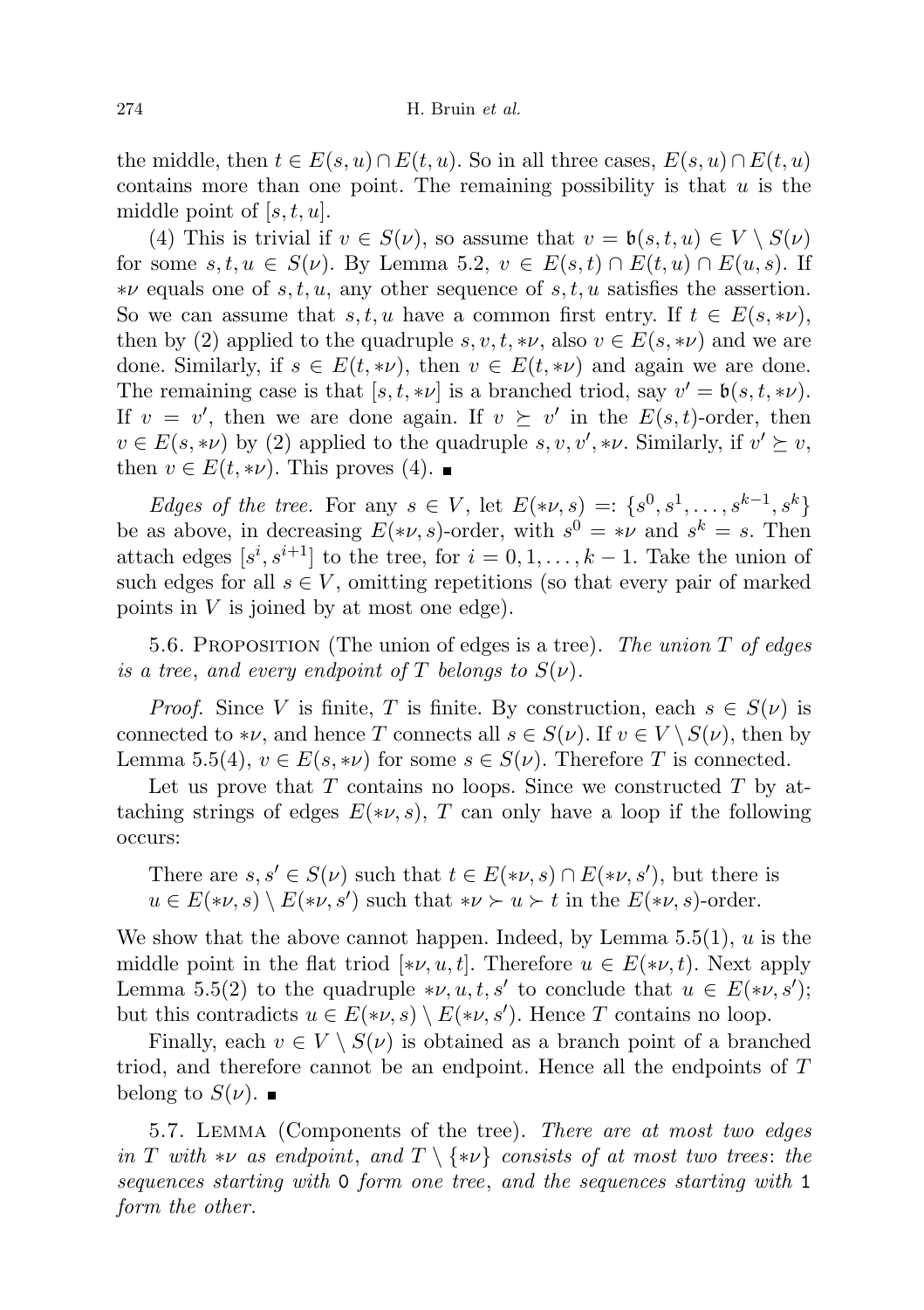the middle, then $t \in E(s,u) \cap E(t,u)$. So in all three cases, $E(s,u) \cap E(t,u)$ contains more than one point. The remaining possibility is that $u$ is the middle point of $[s,t,u]$.

(4) This is trivial if $v \in S(\nu)$, so assume that $v = \mathfrak{b}(s,t,u) \in V \setminus S(\nu)$ for some $s,t,u \in S(\nu)$. By Lemma 5.2, $v \in E(s,t) \cap E(t,u) \cap E(u,s)$. If $*\nu$ equals one of $s,t,u$, any other sequence of $s,t,u$ satisfies the assertion. So we can assume that $s,t,u$ have a common first entry. If $t \in E(s,*\nu)$, then by (2) applied to the quadruple $s,v,t,*\nu$, also $v \in E(s,*\nu)$ and we are done. Similarly, if $s \in E(t,*\nu)$, then $v \in E(t,*\nu)$ and again we are done. The remaining case is that $[s,t,*\nu]$ is a branched triod, say $v' = \mathfrak{b}(s,t,*\nu)$. If $v = v'$, then we are done again. If $v \succeq v'$ in the $E(s,t)$-order, then $v \in E(s,*\nu)$ by (2) applied to the quadruple $s,v,v',*\nu$. Similarly, if $v' \succeq v$, then $v \in E(t,*\nu)$. This proves (4). ∎

*Edges of the tree.* For any $s \in V$, let $E(*\nu,s) =: \{s^0, s^1, \dots, s^{k-1}, s^k\}$ be as above, in decreasing $E(*\nu,s)$-order, with $s^0 = *\nu$ and $s^k = s$. Then attach edges $[s^i, s^{i+1}]$ to the tree, for $i = 0,1,\dots,k-1$. Take the union of such edges for all $s \in V$, omitting repetitions (so that every pair of marked points in $V$ is joined by at most one edge).

5.6. Proposition (The union of edges is a tree). *The union $T$ of edges is a tree, and every endpoint of $T$ belongs to $S(\nu)$.*

*Proof.* Since $V$ is finite, $T$ is finite. By construction, each $s \in S(\nu)$ is connected to $*\nu$, and hence $T$ connects all $s \in S(\nu)$. If $v \in V \setminus S(\nu)$, then by Lemma 5.5(4), $v \in E(s,*\nu)$ for some $s \in S(\nu)$. Therefore $T$ is connected.

Let us prove that $T$ contains no loops. Since we constructed $T$ by attaching strings of edges $E(*\nu,s)$, $T$ can only have a loop if the following occurs:

There are $s,s' \in S(\nu)$ such that $t \in E(*\nu,s) \cap E(*\nu,s')$, but there is $u \in E(*\nu,s) \setminus E(*\nu,s')$ such that $*\nu \succ u \succ t$ in the $E(*\nu,s)$-order.

We show that the above cannot happen. Indeed, by Lemma 5.5(1), $u$ is the middle point in the flat triod $[*\nu,u,t]$. Therefore $u \in E(*\nu,t)$. Next apply Lemma 5.5(2) to the quadruple $*\nu,u,t,s'$ to conclude that $u \in E(*\nu,s')$; but this contradicts $u \in E(*\nu,s) \setminus E(*\nu,s')$. Hence $T$ contains no loop.

Finally, each $v \in V \setminus S(\nu)$ is obtained as a branch point of a branched triod, and therefore cannot be an endpoint. Hence all the endpoints of $T$ belong to $S(\nu)$. ∎

5.7. Lemma (Components of the tree). *There are at most two edges in $T$ with $*\nu$ as endpoint, and $T \setminus \{*\nu\}$ consists of at most two trees: the sequences starting with* 0 *form one tree, and the sequences starting with* 1 *form the other.*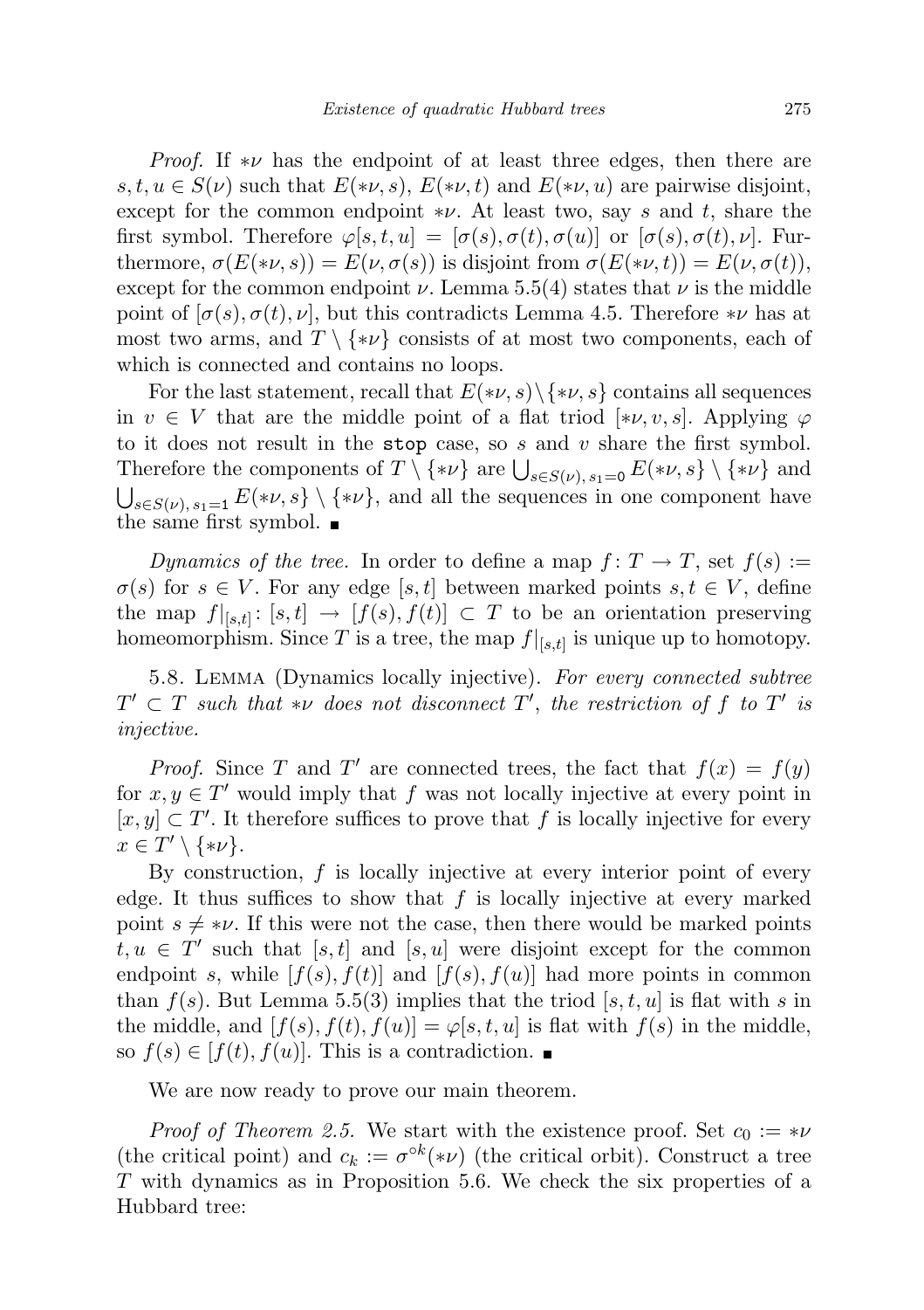*Proof.* If $*\nu$ has the endpoint of at least three edges, then there are $s, t, u \in S(\nu)$ such that $E(*\nu, s)$, $E(*\nu, t)$ and $E(*\nu, u)$ are pairwise disjoint, except for the common endpoint $*\nu$. At least two, say $s$ and $t$, share the first symbol. Therefore $\varphi[s,t,u] = [\sigma(s), \sigma(t), \sigma(u)]$ or $[\sigma(s), \sigma(t), \nu]$. Furthermore, $\sigma(E(*\nu, s)) = E(\nu, \sigma(s))$ is disjoint from $\sigma(E(*\nu, t)) = E(\nu, \sigma(t))$, except for the common endpoint $\nu$. Lemma 5.5(4) states that $\nu$ is the middle point of $[\sigma(s), \sigma(t), \nu]$, but this contradicts Lemma 4.5. Therefore $*\nu$ has at most two arms, and $T \setminus \{*\nu\}$ consists of at most two components, each of which is connected and contains no loops.

For the last statement, recall that $E(*\nu, s) \setminus \{*\nu, s\}$ contains all sequences in $v \in V$ that are the middle point of a flat triod $[*\nu, v, s]$. Applying $\varphi$ to it does not result in the `stop` case, so $s$ and $v$ share the first symbol. Therefore the components of $T \setminus \{*\nu\}$ are $\bigcup_{s \in S(\nu),\, s_1 = 0} E(*\nu, s) \setminus \{*\nu\}$ and $\bigcup_{s \in S(\nu),\, s_1 = 1} E(*\nu, s) \setminus \{*\nu\}$, and all the sequences in one component have the same first symbol. ∎

*Dynamics of the tree.* In order to define a map $f \colon T \to T$, set $f(s) := \sigma(s)$ for $s \in V$. For any edge $[s,t]$ between marked points $s, t \in V$, define the map $f|_{[s,t]} \colon [s,t] \to [f(s), f(t)] \subset T$ to be an orientation preserving homeomorphism. Since $T$ is a tree, the map $f|_{[s,t]}$ is unique up to homotopy.

5.8. Lemma (Dynamics locally injective). *For every connected subtree $T' \subset T$ such that $*\nu$ does not disconnect $T'$, the restriction of $f$ to $T'$ is injective.*

*Proof.* Since $T$ and $T'$ are connected trees, the fact that $f(x) = f(y)$ for $x, y \in T'$ would imply that $f$ was not locally injective at every point in $[x, y] \subset T'$. It therefore suffices to prove that $f$ is locally injective for every $x \in T' \setminus \{*\nu\}$.

By construction, $f$ is locally injective at every interior point of every edge. It thus suffices to show that $f$ is locally injective at every marked point $s \neq *\nu$. If this were not the case, then there would be marked points $t, u \in T'$ such that $[s,t]$ and $[s,u]$ were disjoint except for the common endpoint $s$, while $[f(s), f(t)]$ and $[f(s), f(u)]$ had more points in common than $f(s)$. But Lemma 5.5(3) implies that the triod $[s,t,u]$ is flat with $s$ in the middle, and $[f(s), f(t), f(u)] = \varphi[s,t,u]$ is flat with $f(s)$ in the middle, so $f(s) \in [f(t), f(u)]$. This is a contradiction. ∎

We are now ready to prove our main theorem.

*Proof of Theorem 2.5.* We start with the existence proof. Set $c_0 := *\nu$ (the critical point) and $c_k := \sigma^{\circ k}(*\nu)$ (the critical orbit). Construct a tree $T$ with dynamics as in Proposition 5.6. We check the six properties of a Hubbard tree: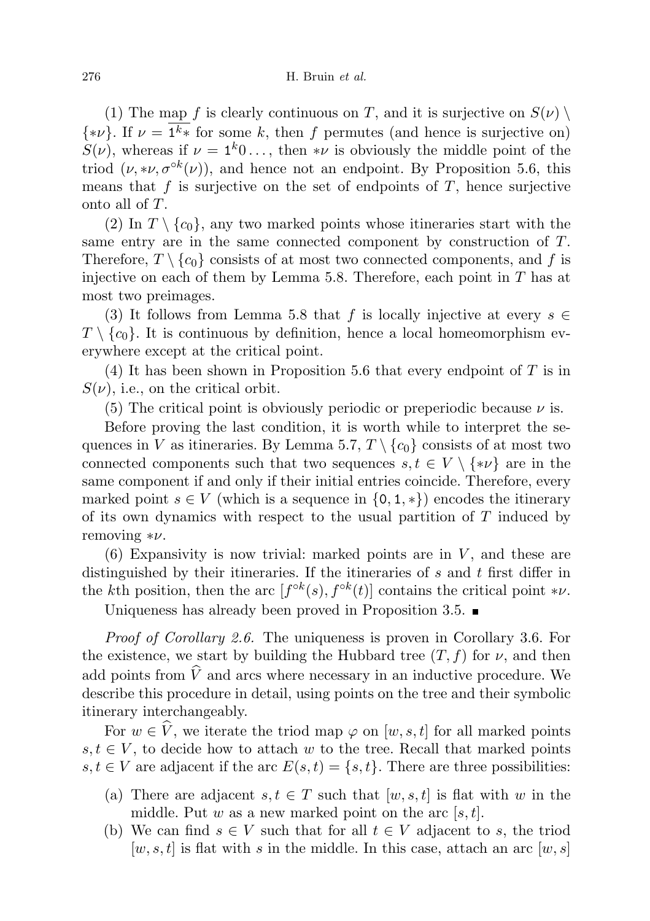(1) The map $f$ is clearly continuous on $T$, and it is surjective on $S(\nu) \setminus \{*\nu\}$. If $\nu = \overline{1^k*}$ for some $k$, then $f$ permutes (and hence is surjective on) $S(\nu)$, whereas if $\nu = 1^k0\ldots$, then $*\nu$ is obviously the middle point of the triod $(\nu, *\nu, \sigma^{\circ k}(\nu))$, and hence not an endpoint. By Proposition 5.6, this means that $f$ is surjective on the set of endpoints of $T$, hence surjective onto all of $T$.

(2) In $T \setminus \{c_0\}$, any two marked points whose itineraries start with the same entry are in the same connected component by construction of $T$. Therefore, $T \setminus \{c_0\}$ consists of at most two connected components, and $f$ is injective on each of them by Lemma 5.8. Therefore, each point in $T$ has at most two preimages.

(3) It follows from Lemma 5.8 that $f$ is locally injective at every $s \in T \setminus \{c_0\}$. It is continuous by definition, hence a local homeomorphism everywhere except at the critical point.

(4) It has been shown in Proposition 5.6 that every endpoint of $T$ is in $S(\nu)$, i.e., on the critical orbit.

(5) The critical point is obviously periodic or preperiodic because $\nu$ is.

Before proving the last condition, it is worth while to interpret the sequences in $V$ as itineraries. By Lemma 5.7, $T \setminus \{c_0\}$ consists of at most two connected components such that two sequences $s, t \in V \setminus \{*\nu\}$ are in the same component if and only if their initial entries coincide. Therefore, every marked point $s \in V$ (which is a sequence in $\{0, 1, *\}$) encodes the itinerary of its own dynamics with respect to the usual partition of $T$ induced by removing $*\nu$.

(6) Expansivity is now trivial: marked points are in $V$, and these are distinguished by their itineraries. If the itineraries of $s$ and $t$ first differ in the $k$th position, then the arc $[f^{\circ k}(s), f^{\circ k}(t)]$ contains the critical point $*\nu$.

Uniqueness has already been proved in Proposition 3.5. ■

*Proof of Corollary 2.6.* The uniqueness is proven in Corollary 3.6. For the existence, we start by building the Hubbard tree $(T, f)$ for $\nu$, and then add points from $\widehat{V}$ and arcs where necessary in an inductive procedure. We describe this procedure in detail, using points on the tree and their symbolic itinerary interchangeably.

For $w \in \widehat{V}$, we iterate the triod map $\varphi$ on $[w, s, t]$ for all marked points $s, t \in V$, to decide how to attach $w$ to the tree. Recall that marked points $s, t \in V$ are adjacent if the arc $E(s, t) = \{s, t\}$. There are three possibilities:

- (a) There are adjacent $s, t \in T$ such that $[w, s, t]$ is flat with $w$ in the middle. Put $w$ as a new marked point on the arc $[s, t]$.
- (b) We can find $s \in V$ such that for all $t \in V$ adjacent to $s$, the triod $[w, s, t]$ is flat with $s$ in the middle. In this case, attach an arc $[w, s]$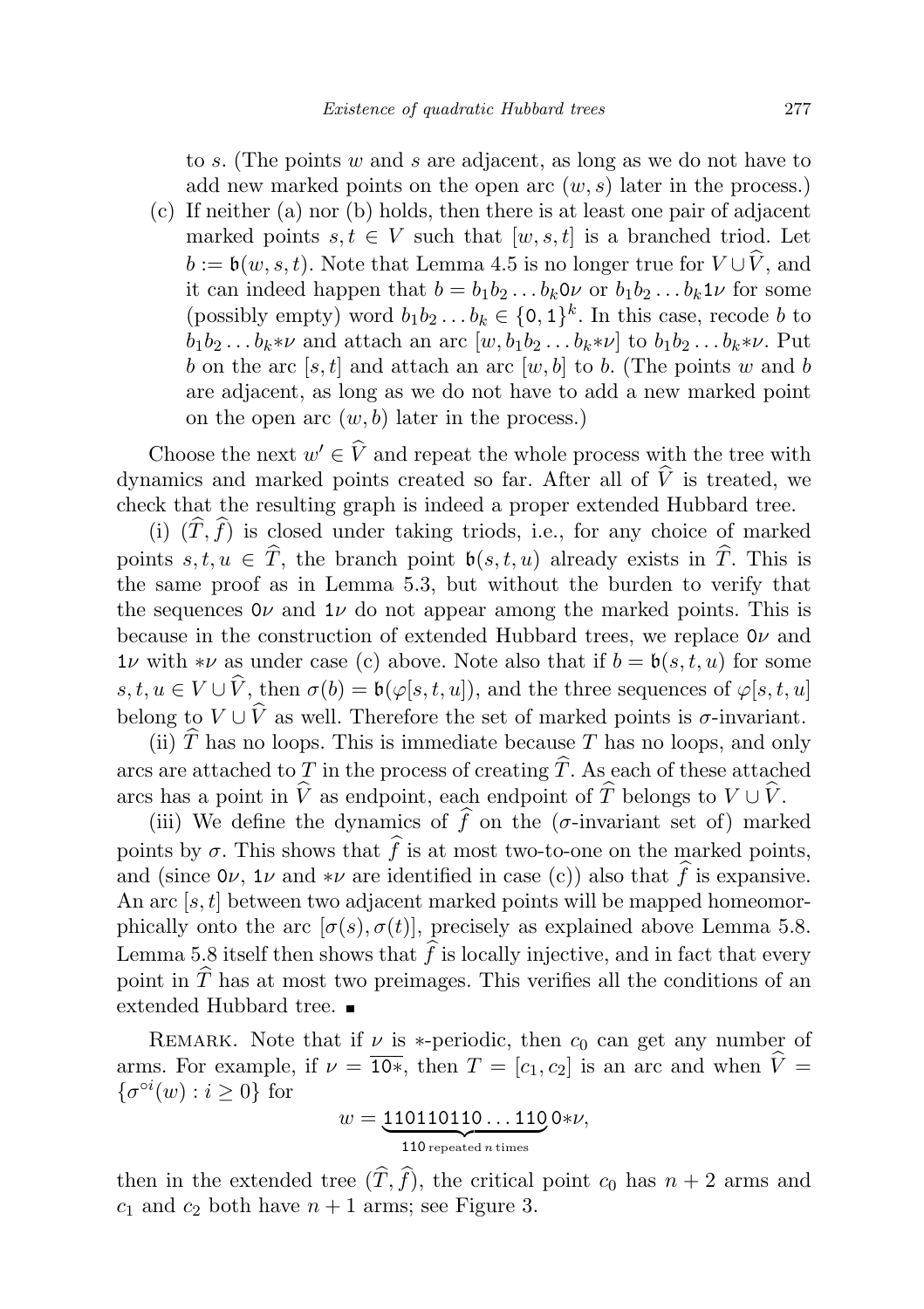to $s$. (The points $w$ and $s$ are adjacent, as long as we do not have to add new marked points on the open arc $(w, s)$ later in the process.)

(c) If neither (a) nor (b) holds, then there is at least one pair of adjacent marked points $s, t \in V$ such that $[w, s, t]$ is a branched triod. Let $b := \mathfrak{b}(w, s, t)$. Note that Lemma 4.5 is no longer true for $V \cup \widehat{V}$, and it can indeed happen that $b = b_1 b_2 \dots b_k \mathtt{0}\nu$ or $b_1 b_2 \dots b_k \mathtt{1}\nu$ for some (possibly empty) word $b_1 b_2 \dots b_k \in \{\mathtt{0}, \mathtt{1}\}^k$. In this case, recode $b$ to $b_1 b_2 \dots b_k {*}\nu$ and attach an arc $[w, b_1 b_2 \dots b_k {*}\nu]$ to $b_1 b_2 \dots b_k {*}\nu$. Put $b$ on the arc $[s, t]$ and attach an arc $[w, b]$ to $b$. (The points $w$ and $b$ are adjacent, as long as we do not have to add a new marked point on the open arc $(w, b)$ later in the process.)

Choose the next $w' \in \widehat{V}$ and repeat the whole process with the tree with dynamics and marked points created so far. After all of $\widehat{V}$ is treated, we check that the resulting graph is indeed a proper extended Hubbard tree.

(i) $(\widehat{T}, \widehat{f})$ is closed under taking triods, i.e., for any choice of marked points $s, t, u \in \widehat{T}$, the branch point $\mathfrak{b}(s, t, u)$ already exists in $\widehat{T}$. This is the same proof as in Lemma 5.3, but without the burden to verify that the sequences $\mathtt{0}\nu$ and $\mathtt{1}\nu$ do not appear among the marked points. This is because in the construction of extended Hubbard trees, we replace $\mathtt{0}\nu$ and $\mathtt{1}\nu$ with ${*}\nu$ as under case (c) above. Note also that if $b = \mathfrak{b}(s, t, u)$ for some $s, t, u \in V \cup \widehat{V}$, then $\sigma(b) = \mathfrak{b}(\varphi[s, t, u])$, and the three sequences of $\varphi[s, t, u]$ belong to $V \cup \widehat{V}$ as well. Therefore the set of marked points is $\sigma$-invariant.

(ii) $\widehat{T}$ has no loops. This is immediate because $T$ has no loops, and only arcs are attached to $T$ in the process of creating $\widehat{T}$. As each of these attached arcs has a point in $\widehat{V}$ as endpoint, each endpoint of $\widehat{T}$ belongs to $V \cup \widehat{V}$.

(iii) We define the dynamics of $\widehat{f}$ on the ($\sigma$-invariant set of) marked points by $\sigma$. This shows that $\widehat{f}$ is at most two-to-one on the marked points, and (since $\mathtt{0}\nu$, $\mathtt{1}\nu$ and ${*}\nu$ are identified in case (c)) also that $\widehat{f}$ is expansive. An arc $[s, t]$ between two adjacent marked points will be mapped homeomorphically onto the arc $[\sigma(s), \sigma(t)]$, precisely as explained above Lemma 5.8. Lemma 5.8 itself then shows that $\widehat{f}$ is locally injective, and in fact that every point in $\widehat{T}$ has at most two preimages. This verifies all the conditions of an extended Hubbard tree. ∎

Remark. Note that if $\nu$ is $*$-periodic, then $c_0$ can get any number of arms. For example, if $\nu = \overline{\mathtt{10}{*}}$, then $T = [c_1, c_2]$ is an arc and when $\widehat{V} = \{\sigma^{\circ i}(w) : i \geq 0\}$ for

$$w = \underbrace{\mathtt{110110110} \dots \mathtt{110}}_{\mathtt{110} \text{ repeated } n \text{ times}} \mathtt{0}{*}\nu,$$

then in the extended tree $(\widehat{T}, \widehat{f})$, the critical point $c_0$ has $n + 2$ arms and $c_1$ and $c_2$ both have $n + 1$ arms; see Figure 3.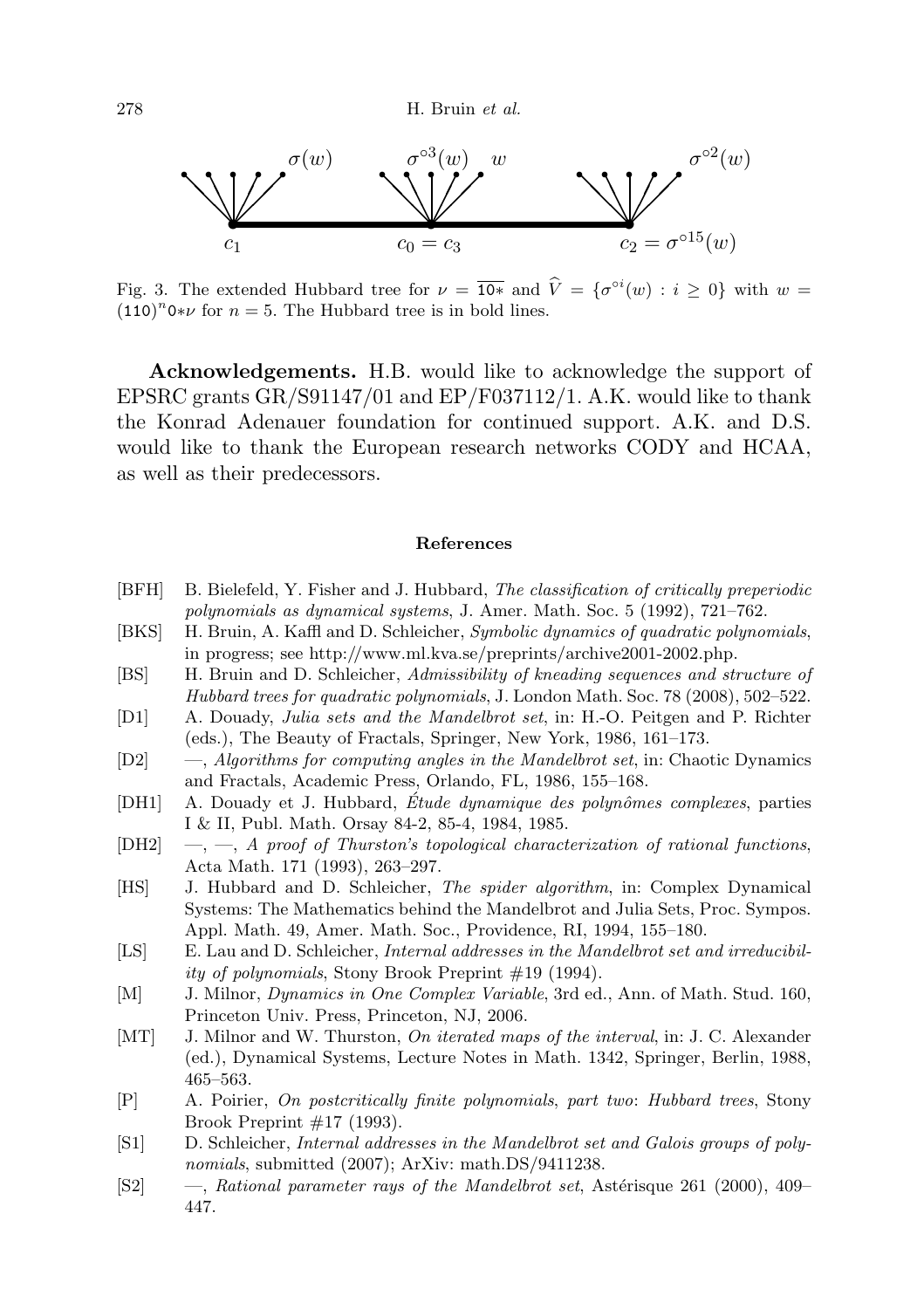Fig. 3. The extended Hubbard tree for $\nu = \overline{10*}$ and $\widehat{V} = \{\sigma^{\circ i}(w) : i \geq 0\}$ with $w = (110)^n 0{*}\nu$ for $n = 5$. The Hubbard tree is in bold lines.

**Acknowledgements.** H.B. would like to acknowledge the support of EPSRC grants GR/S91147/01 and EP/F037112/1. A.K. would like to thank the Konrad Adenauer foundation for continued support. A.K. and D.S. would like to thank the European research networks CODY and HCAA, as well as their predecessors.

## References

[BFH] B. Bielefeld, Y. Fisher and J. Hubbard, *The classification of critically preperiodic polynomials as dynamical systems*, J. Amer. Math. Soc. 5 (1992), 721–762.

[BKS] H. Bruin, A. Kaffl and D. Schleicher, *Symbolic dynamics of quadratic polynomials*, in progress; see http://www.ml.kva.se/preprints/archive2001-2002.php.

[BS] H. Bruin and D. Schleicher, *Admissibility of kneading sequences and structure of Hubbard trees for quadratic polynomials*, J. London Math. Soc. 78 (2008), 502–522.

[D1] A. Douady, *Julia sets and the Mandelbrot set*, in: H.-O. Peitgen and P. Richter (eds.), The Beauty of Fractals, Springer, New York, 1986, 161–173.

[D2] —, *Algorithms for computing angles in the Mandelbrot set*, in: Chaotic Dynamics and Fractals, Academic Press, Orlando, FL, 1986, 155–168.

[DH1] A. Douady et J. Hubbard, *Étude dynamique des polynômes complexes*, parties I & II, Publ. Math. Orsay 84-2, 85-4, 1984, 1985.

[DH2] —, —, *A proof of Thurston's topological characterization of rational functions*, Acta Math. 171 (1993), 263–297.

[HS] J. Hubbard and D. Schleicher, *The spider algorithm*, in: Complex Dynamical Systems: The Mathematics behind the Mandelbrot and Julia Sets, Proc. Sympos. Appl. Math. 49, Amer. Math. Soc., Providence, RI, 1994, 155–180.

[LS] E. Lau and D. Schleicher, *Internal addresses in the Mandelbrot set and irreducibility of polynomials*, Stony Brook Preprint #19 (1994).

[M] J. Milnor, *Dynamics in One Complex Variable*, 3rd ed., Ann. of Math. Stud. 160, Princeton Univ. Press, Princeton, NJ, 2006.

[MT] J. Milnor and W. Thurston, *On iterated maps of the interval*, in: J. C. Alexander (ed.), Dynamical Systems, Lecture Notes in Math. 1342, Springer, Berlin, 1988, 465–563.

[P] A. Poirier, *On postcritically finite polynomials, part two*: *Hubbard trees*, Stony Brook Preprint #17 (1993).

[S1] D. Schleicher, *Internal addresses in the Mandelbrot set and Galois groups of polynomials*, submitted (2007); ArXiv: math.DS/9411238.

[S2] —, *Rational parameter rays of the Mandelbrot set*, Astérisque 261 (2000), 409–447.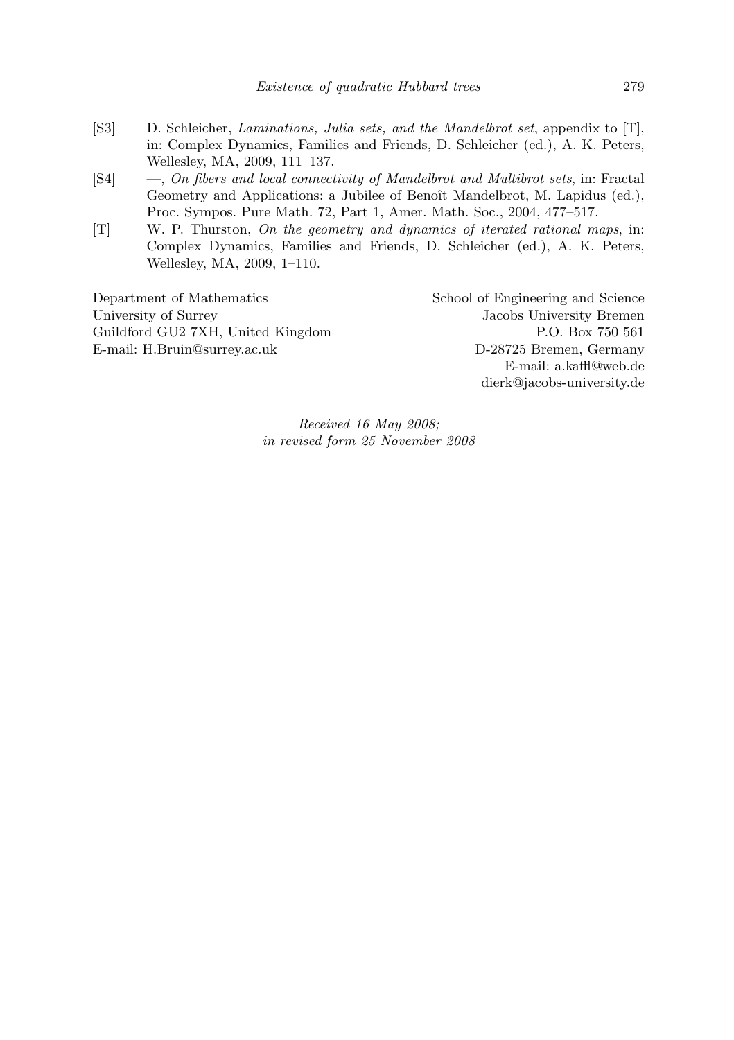[S3] D. Schleicher, *Laminations, Julia sets, and the Mandelbrot set*, appendix to [T], in: Complex Dynamics, Families and Friends, D. Schleicher (ed.), A. K. Peters, Wellesley, MA, 2009, 111–137.

[S4] —, *On fibers and local connectivity of Mandelbrot and Multibrot sets*, in: Fractal Geometry and Applications: a Jubilee of Benoît Mandelbrot, M. Lapidus (ed.), Proc. Sympos. Pure Math. 72, Part 1, Amer. Math. Soc., 2004, 477–517.

[T] W. P. Thurston, *On the geometry and dynamics of iterated rational maps*, in: Complex Dynamics, Families and Friends, D. Schleicher (ed.), A. K. Peters, Wellesley, MA, 2009, 1–110.

Department of Mathematics
University of Surrey
Guildford GU2 7XH, United Kingdom
E-mail: H.Bruin@surrey.ac.uk

School of Engineering and Science
Jacobs University Bremen
P.O. Box 750 561
D-28725 Bremen, Germany
E-mail: a.kaffl@web.de
dierk@jacobs-university.de

*Received 16 May 2008;*
*in revised form 25 November 2008*